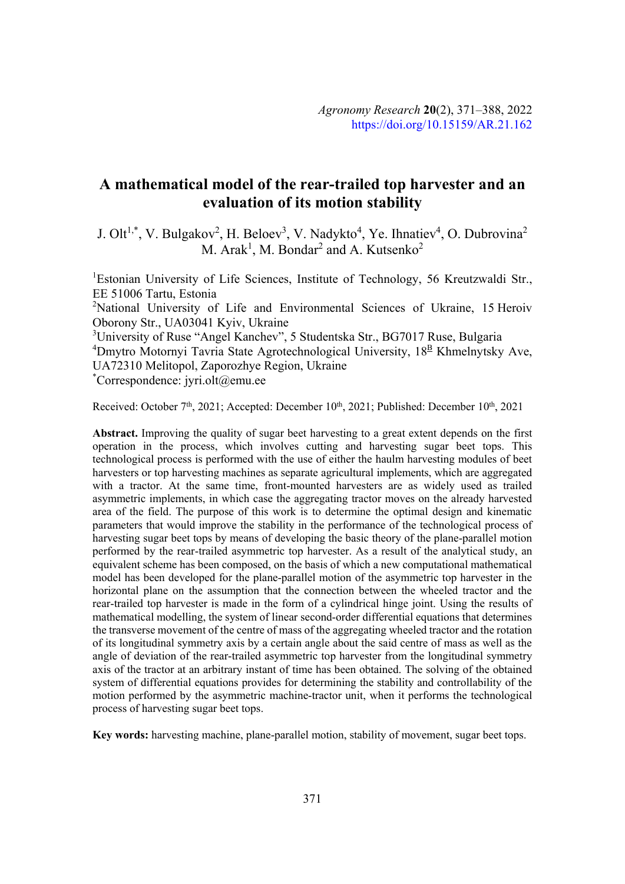Agronomy Research 20(2), 371–388, 2022
https://doi.org/10.15159/AR.21.162

# A mathematical model of the rear-trailed top harvester and an evaluation of its motion stability

J. Olt[1,*], V. Bulgakov[2], H. Beloev[3], V. Nadykto[4], Ye. Ihnatiev[4], O. Dubrovina[2] M. Arak[1], M. Bondar[2] and A. Kutsenko[2]

[1]Estonian University of Life Sciences, Institute of Technology, 56 Kreutzwaldi Str., EE 51006 Tartu, Estonia

[2]National University of Life and Environmental Sciences of Ukraine, 15 Heroiv Oborony Str., UA03041 Kyiv, Ukraine

[3]University of Ruse "Angel Kanchev", 5 Studentska Str., BG7017 Ruse, Bulgaria

[4]Dmytro Motornyi Tavria State Agrotechnological University, 18[B] Khmelnytsky Ave, UA72310 Melitopol, Zaporozhye Region, Ukraine

[*]Correspondence: jyri.olt@emu.ee

Received: October 7th, 2021; Accepted: December 10th, 2021; Published: December 10th, 2021

**Abstract.** Improving the quality of sugar beet harvesting to a great extent depends on the first operation in the process, which involves cutting and harvesting sugar beet tops. This technological process is performed with the use of either the haulm harvesting modules of beet harvesters or top harvesting machines as separate agricultural implements, which are aggregated with a tractor. At the same time, front-mounted harvesters are as widely used as trailed asymmetric implements, in which case the aggregating tractor moves on the already harvested area of the field. The purpose of this work is to determine the optimal design and kinematic parameters that would improve the stability in the performance of the technological process of harvesting sugar beet tops by means of developing the basic theory of the plane-parallel motion performed by the rear-trailed asymmetric top harvester. As a result of the analytical study, an equivalent scheme has been composed, on the basis of which a new computational mathematical model has been developed for the plane-parallel motion of the asymmetric top harvester in the horizontal plane on the assumption that the connection between the wheeled tractor and the rear-trailed top harvester is made in the form of a cylindrical hinge joint. Using the results of mathematical modelling, the system of linear second-order differential equations that determines the transverse movement of the centre of mass of the aggregating wheeled tractor and the rotation of its longitudinal symmetry axis by a certain angle about the said centre of mass as well as the angle of deviation of the rear-trailed asymmetric top harvester from the longitudinal symmetry axis of the tractor at an arbitrary instant of time has been obtained. The solving of the obtained system of differential equations provides for determining the stability and controllability of the motion performed by the asymmetric machine-tractor unit, when it performs the technological process of harvesting sugar beet tops.

**Key words:** harvesting machine, plane-parallel motion, stability of movement, sugar beet tops.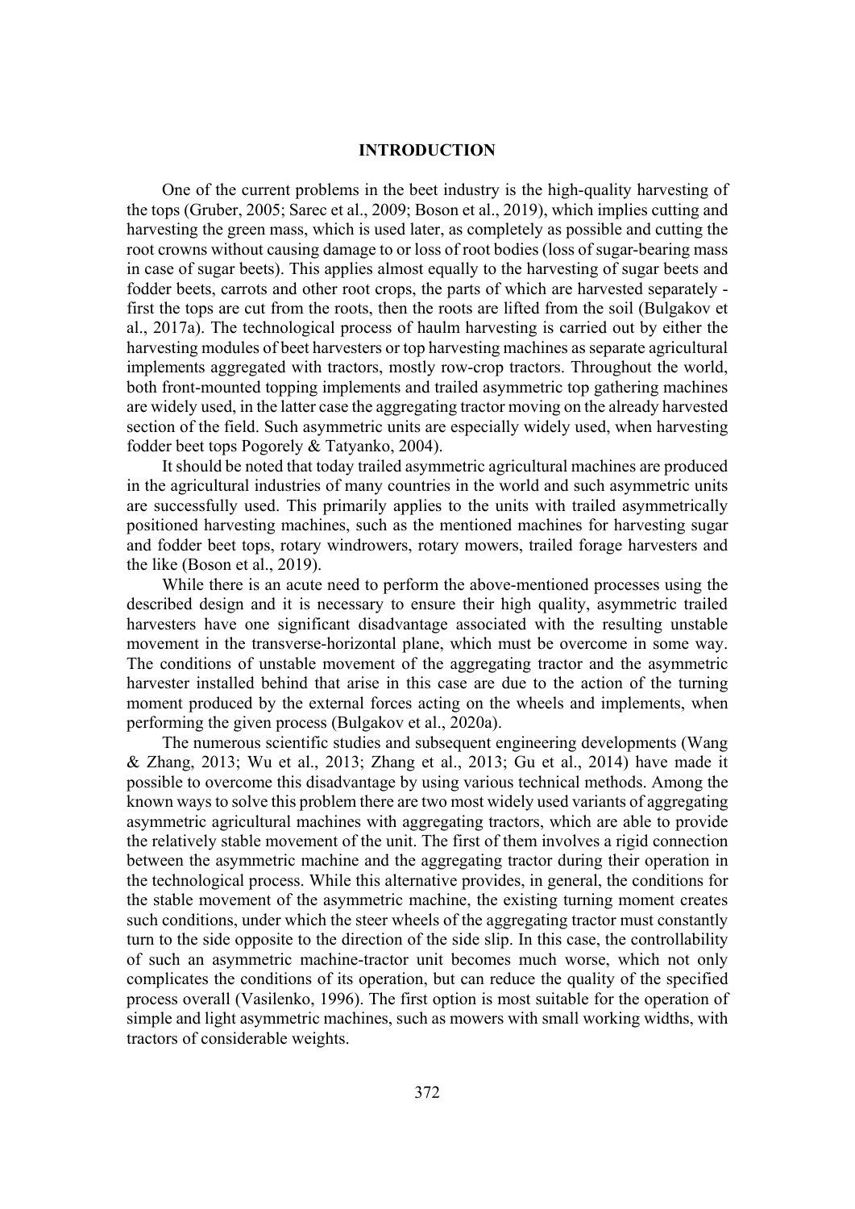## INTRODUCTION

One of the current problems in the beet industry is the high-quality harvesting of the tops (Gruber, 2005; Sarec et al., 2009; Boson et al., 2019), which implies cutting and harvesting the green mass, which is used later, as completely as possible and cutting the root crowns without causing damage to or loss of root bodies (loss of sugar-bearing mass in case of sugar beets). This applies almost equally to the harvesting of sugar beets and fodder beets, carrots and other root crops, the parts of which are harvested separately - first the tops are cut from the roots, then the roots are lifted from the soil (Bulgakov et al., 2017a). The technological process of haulm harvesting is carried out by either the harvesting modules of beet harvesters or top harvesting machines as separate agricultural implements aggregated with tractors, mostly row-crop tractors. Throughout the world, both front-mounted topping implements and trailed asymmetric top gathering machines are widely used, in the latter case the aggregating tractor moving on the already harvested section of the field. Such asymmetric units are especially widely used, when harvesting fodder beet tops Pogorely & Tatyanko, 2004).

It should be noted that today trailed asymmetric agricultural machines are produced in the agricultural industries of many countries in the world and such asymmetric units are successfully used. This primarily applies to the units with trailed asymmetrically positioned harvesting machines, such as the mentioned machines for harvesting sugar and fodder beet tops, rotary windrowers, rotary mowers, trailed forage harvesters and the like (Boson et al., 2019).

While there is an acute need to perform the above-mentioned processes using the described design and it is necessary to ensure their high quality, asymmetric trailed harvesters have one significant disadvantage associated with the resulting unstable movement in the transverse-horizontal plane, which must be overcome in some way. The conditions of unstable movement of the aggregating tractor and the asymmetric harvester installed behind that arise in this case are due to the action of the turning moment produced by the external forces acting on the wheels and implements, when performing the given process (Bulgakov et al., 2020a).

The numerous scientific studies and subsequent engineering developments (Wang & Zhang, 2013; Wu et al., 2013; Zhang et al., 2013; Gu et al., 2014) have made it possible to overcome this disadvantage by using various technical methods. Among the known ways to solve this problem there are two most widely used variants of aggregating asymmetric agricultural machines with aggregating tractors, which are able to provide the relatively stable movement of the unit. The first of them involves a rigid connection between the asymmetric machine and the aggregating tractor during their operation in the technological process. While this alternative provides, in general, the conditions for the stable movement of the asymmetric machine, the existing turning moment creates such conditions, under which the steer wheels of the aggregating tractor must constantly turn to the side opposite to the direction of the side slip. In this case, the controllability of such an asymmetric machine-tractor unit becomes much worse, which not only complicates the conditions of its operation, but can reduce the quality of the specified process overall (Vasilenko, 1996). The first option is most suitable for the operation of simple and light asymmetric machines, such as mowers with small working widths, with tractors of considerable weights.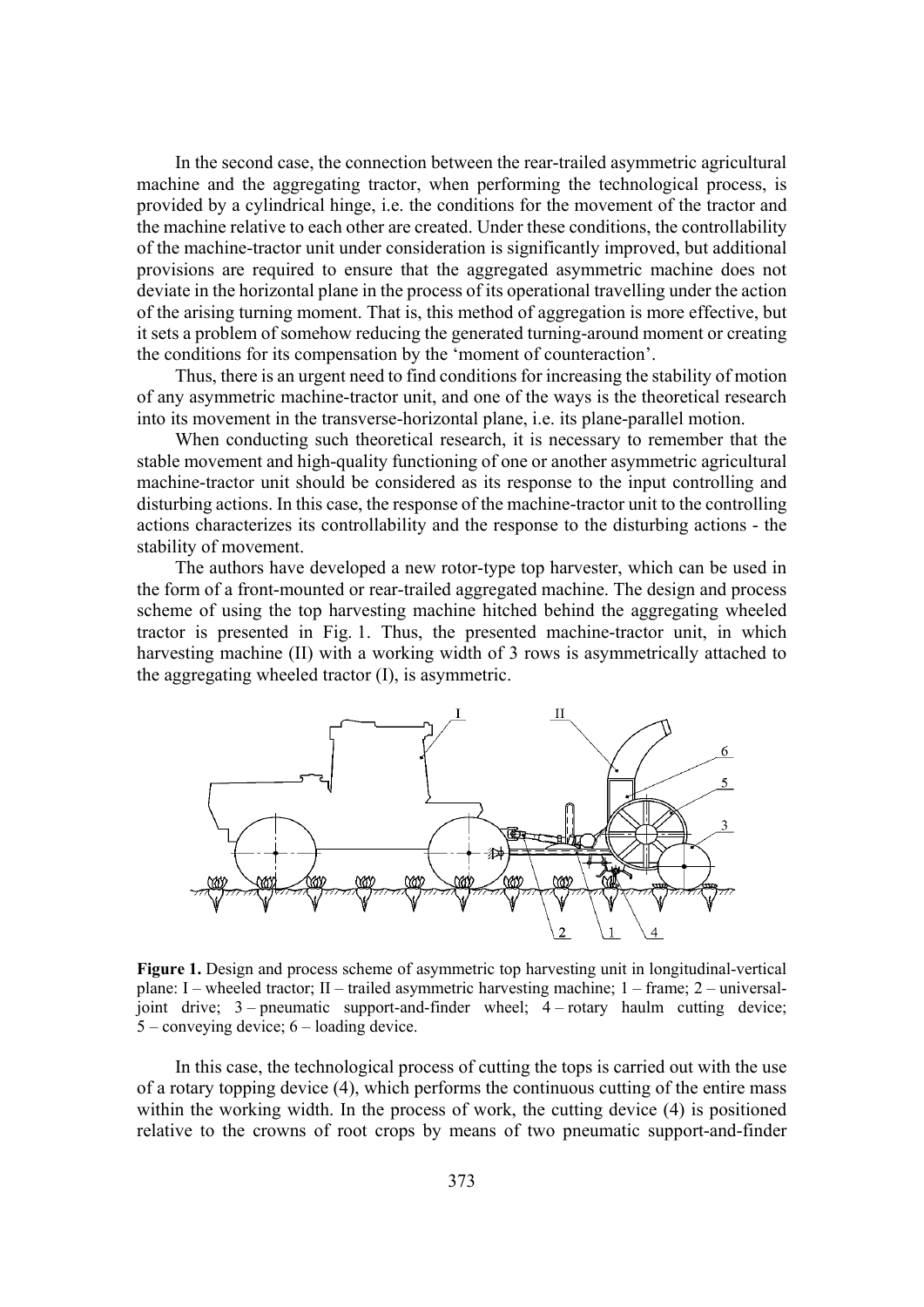In the second case, the connection between the rear-trailed asymmetric agricultural machine and the aggregating tractor, when performing the technological process, is provided by a cylindrical hinge, i.e. the conditions for the movement of the tractor and the machine relative to each other are created. Under these conditions, the controllability of the machine-tractor unit under consideration is significantly improved, but additional provisions are required to ensure that the aggregated asymmetric machine does not deviate in the horizontal plane in the process of its operational travelling under the action of the arising turning moment. That is, this method of aggregation is more effective, but it sets a problem of somehow reducing the generated turning-around moment or creating the conditions for its compensation by the 'moment of counteraction'.

Thus, there is an urgent need to find conditions for increasing the stability of motion of any asymmetric machine-tractor unit, and one of the ways is the theoretical research into its movement in the transverse-horizontal plane, i.e. its plane-parallel motion.

When conducting such theoretical research, it is necessary to remember that the stable movement and high-quality functioning of one or another asymmetric agricultural machine-tractor unit should be considered as its response to the input controlling and disturbing actions. In this case, the response of the machine-tractor unit to the controlling actions characterizes its controllability and the response to the disturbing actions - the stability of movement.

The authors have developed a new rotor-type top harvester, which can be used in the form of a front-mounted or rear-trailed aggregated machine. The design and process scheme of using the top harvesting machine hitched behind the aggregating wheeled tractor is presented in Fig. 1. Thus, the presented machine-tractor unit, in which harvesting machine (II) with a working width of 3 rows is asymmetrically attached to the aggregating wheeled tractor (I), is asymmetric.

**Figure 1.** Design and process scheme of asymmetric top harvesting unit in longitudinal-vertical plane: I – wheeled tractor; II – trailed asymmetric harvesting machine; 1 – frame; 2 – universal-joint drive; 3 – pneumatic support-and-finder wheel; 4 – rotary haulm cutting device; 5 – conveying device; 6 – loading device.

In this case, the technological process of cutting the tops is carried out with the use of a rotary topping device (4), which performs the continuous cutting of the entire mass within the working width. In the process of work, the cutting device (4) is positioned relative to the crowns of root crops by means of two pneumatic support-and-finder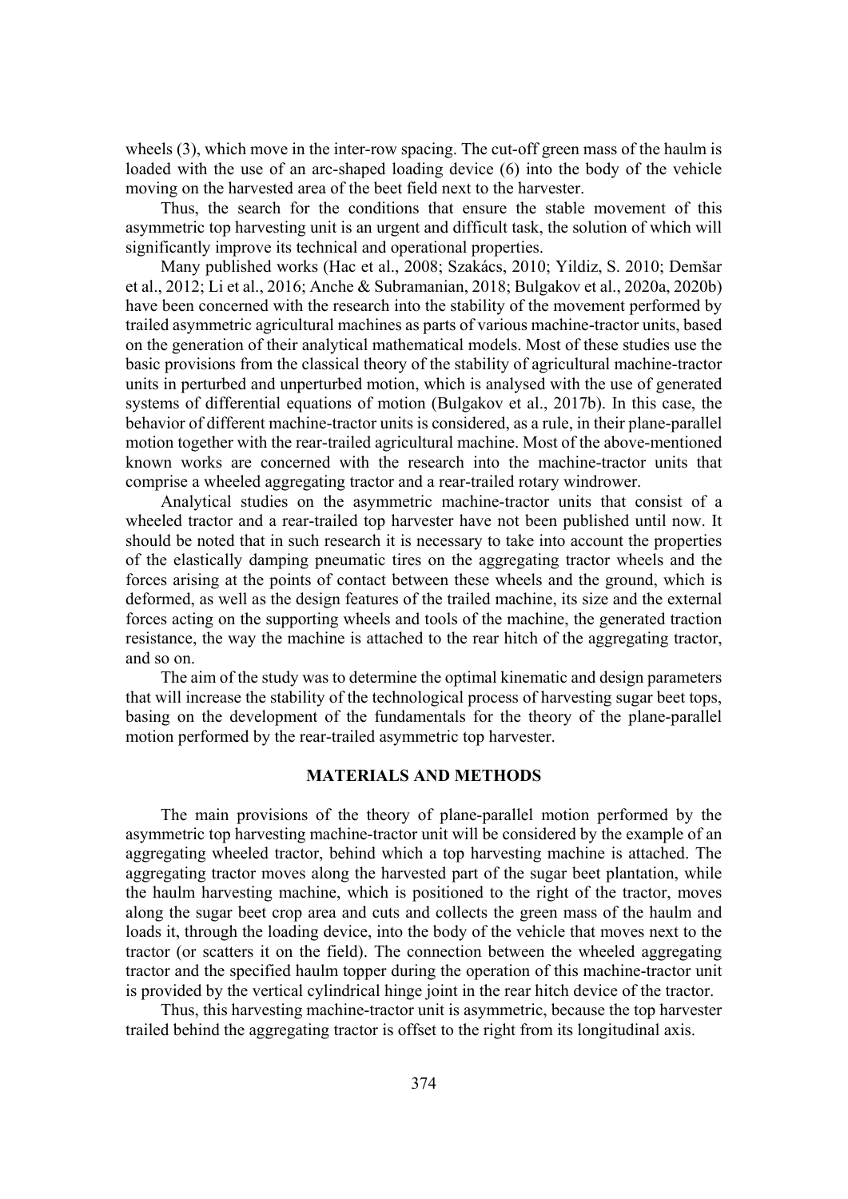wheels (3), which move in the inter-row spacing. The cut-off green mass of the haulm is loaded with the use of an arc-shaped loading device (6) into the body of the vehicle moving on the harvested area of the beet field next to the harvester.

Thus, the search for the conditions that ensure the stable movement of this asymmetric top harvesting unit is an urgent and difficult task, the solution of which will significantly improve its technical and operational properties.

Many published works (Hac et al., 2008; Szakács, 2010; Yildiz, S. 2010; Demšar et al., 2012; Li et al., 2016; Anche & Subramanian, 2018; Bulgakov et al., 2020a, 2020b) have been concerned with the research into the stability of the movement performed by trailed asymmetric agricultural machines as parts of various machine-tractor units, based on the generation of their analytical mathematical models. Most of these studies use the basic provisions from the classical theory of the stability of agricultural machine-tractor units in perturbed and unperturbed motion, which is analysed with the use of generated systems of differential equations of motion (Bulgakov et al., 2017b). In this case, the behavior of different machine-tractor units is considered, as a rule, in their plane-parallel motion together with the rear-trailed agricultural machine. Most of the above-mentioned known works are concerned with the research into the machine-tractor units that comprise a wheeled aggregating tractor and a rear-trailed rotary windrower.

Analytical studies on the asymmetric machine-tractor units that consist of a wheeled tractor and a rear-trailed top harvester have not been published until now. It should be noted that in such research it is necessary to take into account the properties of the elastically damping pneumatic tires on the aggregating tractor wheels and the forces arising at the points of contact between these wheels and the ground, which is deformed, as well as the design features of the trailed machine, its size and the external forces acting on the supporting wheels and tools of the machine, the generated traction resistance, the way the machine is attached to the rear hitch of the aggregating tractor, and so on.

The aim of the study was to determine the optimal kinematic and design parameters that will increase the stability of the technological process of harvesting sugar beet tops, basing on the development of the fundamentals for the theory of the plane-parallel motion performed by the rear-trailed asymmetric top harvester.

## MATERIALS AND METHODS

The main provisions of the theory of plane-parallel motion performed by the asymmetric top harvesting machine-tractor unit will be considered by the example of an aggregating wheeled tractor, behind which a top harvesting machine is attached. The aggregating tractor moves along the harvested part of the sugar beet plantation, while the haulm harvesting machine, which is positioned to the right of the tractor, moves along the sugar beet crop area and cuts and collects the green mass of the haulm and loads it, through the loading device, into the body of the vehicle that moves next to the tractor (or scatters it on the field). The connection between the wheeled aggregating tractor and the specified haulm topper during the operation of this machine-tractor unit is provided by the vertical cylindrical hinge joint in the rear hitch device of the tractor.

Thus, this harvesting machine-tractor unit is asymmetric, because the top harvester trailed behind the aggregating tractor is offset to the right from its longitudinal axis.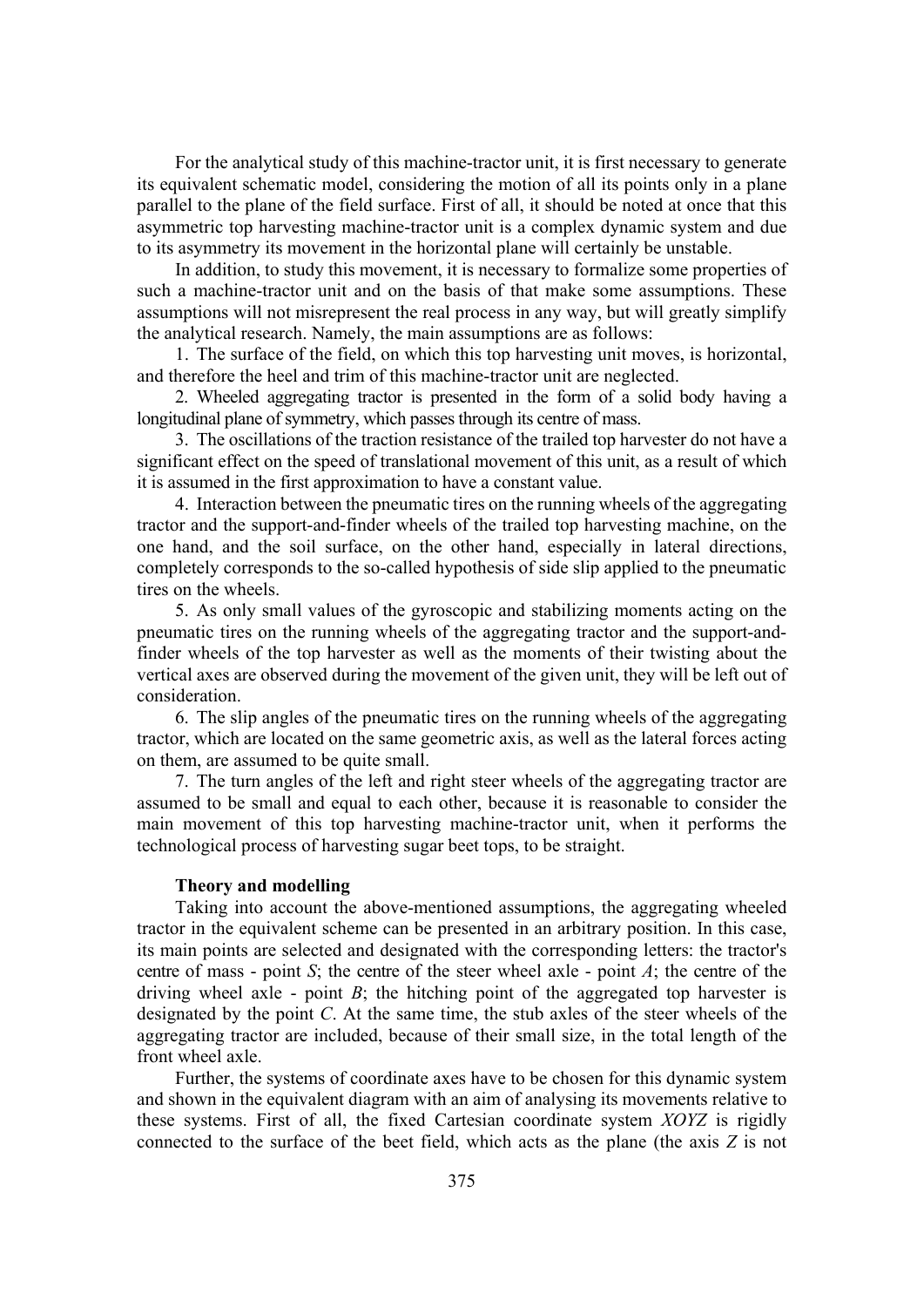For the analytical study of this machine-tractor unit, it is first necessary to generate its equivalent schematic model, considering the motion of all its points only in a plane parallel to the plane of the field surface. First of all, it should be noted at once that this asymmetric top harvesting machine-tractor unit is a complex dynamic system and due to its asymmetry its movement in the horizontal plane will certainly be unstable.

In addition, to study this movement, it is necessary to formalize some properties of such a machine-tractor unit and on the basis of that make some assumptions. These assumptions will not misrepresent the real process in any way, but will greatly simplify the analytical research. Namely, the main assumptions are as follows:

1. The surface of the field, on which this top harvesting unit moves, is horizontal, and therefore the heel and trim of this machine-tractor unit are neglected.
2. Wheeled aggregating tractor is presented in the form of a solid body having a longitudinal plane of symmetry, which passes through its centre of mass.
3. The oscillations of the traction resistance of the trailed top harvester do not have a significant effect on the speed of translational movement of this unit, as a result of which it is assumed in the first approximation to have a constant value.
4. Interaction between the pneumatic tires on the running wheels of the aggregating tractor and the support-and-finder wheels of the trailed top harvesting machine, on the one hand, and the soil surface, on the other hand, especially in lateral directions, completely corresponds to the so-called hypothesis of side slip applied to the pneumatic tires on the wheels.
5. As only small values of the gyroscopic and stabilizing moments acting on the pneumatic tires on the running wheels of the aggregating tractor and the support-and-finder wheels of the top harvester as well as the moments of their twisting about the vertical axes are observed during the movement of the given unit, they will be left out of consideration.
6. The slip angles of the pneumatic tires on the running wheels of the aggregating tractor, which are located on the same geometric axis, as well as the lateral forces acting on them, are assumed to be quite small.
7. The turn angles of the left and right steer wheels of the aggregating tractor are assumed to be small and equal to each other, because it is reasonable to consider the main movement of this top harvesting machine-tractor unit, when it performs the technological process of harvesting sugar beet tops, to be straight.

**Theory and modelling**

Taking into account the above-mentioned assumptions, the aggregating wheeled tractor in the equivalent scheme can be presented in an arbitrary position. In this case, its main points are selected and designated with the corresponding letters: the tractor's centre of mass - point $S$; the centre of the steer wheel axle - point $A$; the centre of the driving wheel axle - point $B$; the hitching point of the aggregated top harvester is designated by the point $C$. At the same time, the stub axles of the steer wheels of the aggregating tractor are included, because of their small size, in the total length of the front wheel axle.

Further, the systems of coordinate axes have to be chosen for this dynamic system and shown in the equivalent diagram with an aim of analysing its movements relative to these systems. First of all, the fixed Cartesian coordinate system $XOYZ$ is rigidly connected to the surface of the beet field, which acts as the plane (the axis $Z$ is not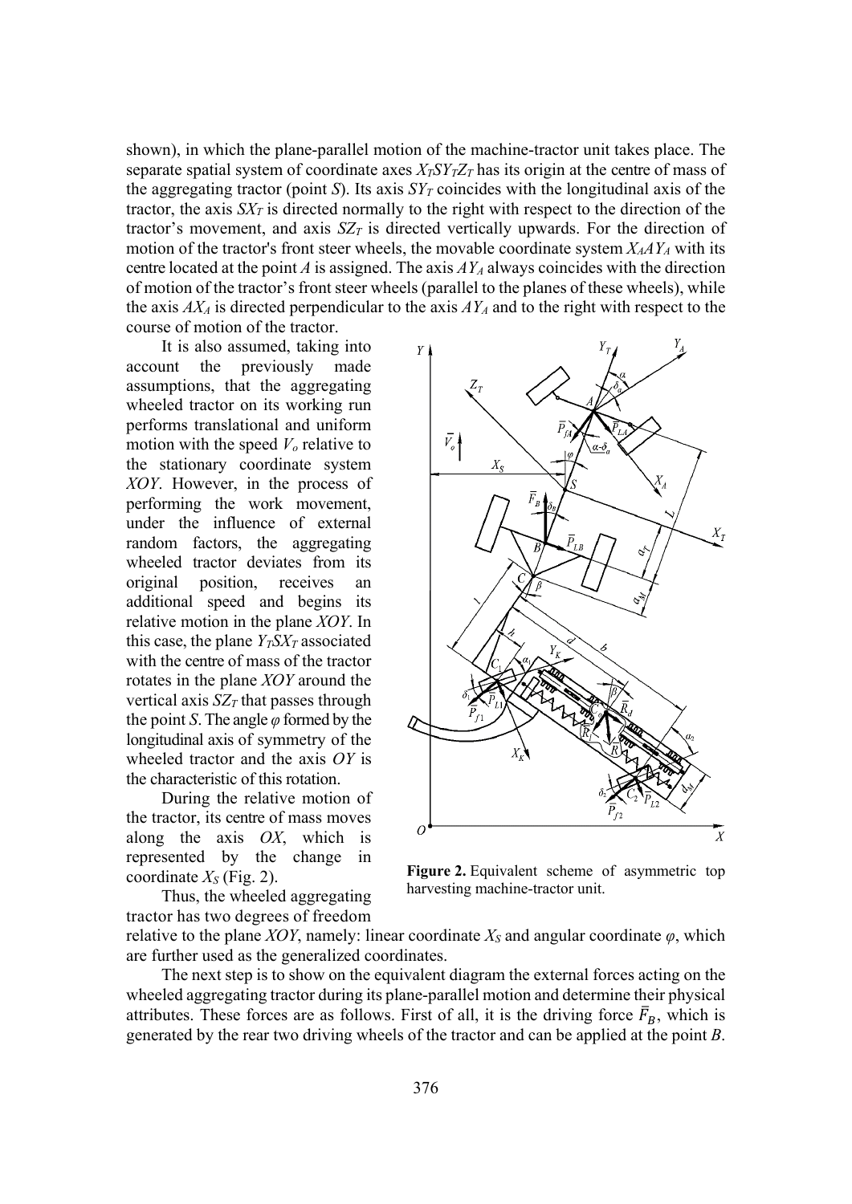shown), in which the plane-parallel motion of the machine-tractor unit takes place. The separate spatial system of coordinate axes $X_TSY_TZ_T$ has its origin at the centre of mass of the aggregating tractor (point *S*). Its axis $SY_T$ coincides with the longitudinal axis of the tractor, the axis $SX_T$ is directed normally to the right with respect to the direction of the tractor's movement, and axis $SZ_T$ is directed vertically upwards. For the direction of motion of the tractor's front steer wheels, the movable coordinate system $X_AAY_A$ with its centre located at the point *A* is assigned. The axis $AY_A$ always coincides with the direction of motion of the tractor's front steer wheels (parallel to the planes of these wheels), while the axis $AX_A$ is directed perpendicular to the axis $AY_A$ and to the right with respect to the course of motion of the tractor.

It is also assumed, taking into account the previously made assumptions, that the aggregating wheeled tractor on its working run performs translational and uniform motion with the speed $V_o$ relative to the stationary coordinate system *XOY*. However, in the process of performing the work movement, under the influence of external random factors, the aggregating wheeled tractor deviates from its original position, receives an additional speed and begins its relative motion in the plane *XOY*. In this case, the plane $Y_TSX_T$ associated with the centre of mass of the tractor rotates in the plane *XOY* around the vertical axis $SZ_T$ that passes through the point *S*. The angle $\varphi$ formed by the longitudinal axis of symmetry of the wheeled tractor and the axis *OY* is the characteristic of this rotation.

During the relative motion of the tractor, its centre of mass moves along the axis *OX*, which is represented by the change in coordinate $X_S$ (Fig. 2).

**Figure 2.** Equivalent scheme of asymmetric top harvesting machine-tractor unit.

Thus, the wheeled aggregating tractor has two degrees of freedom relative to the plane *XOY*, namely: linear coordinate $X_S$ and angular coordinate $\varphi$, which are further used as the generalized coordinates.

The next step is to show on the equivalent diagram the external forces acting on the wheeled aggregating tractor during its plane-parallel motion and determine their physical attributes. These forces are as follows. First of all, it is the driving force $\bar{F}_B$, which is generated by the rear two driving wheels of the tractor and can be applied at the point *B*.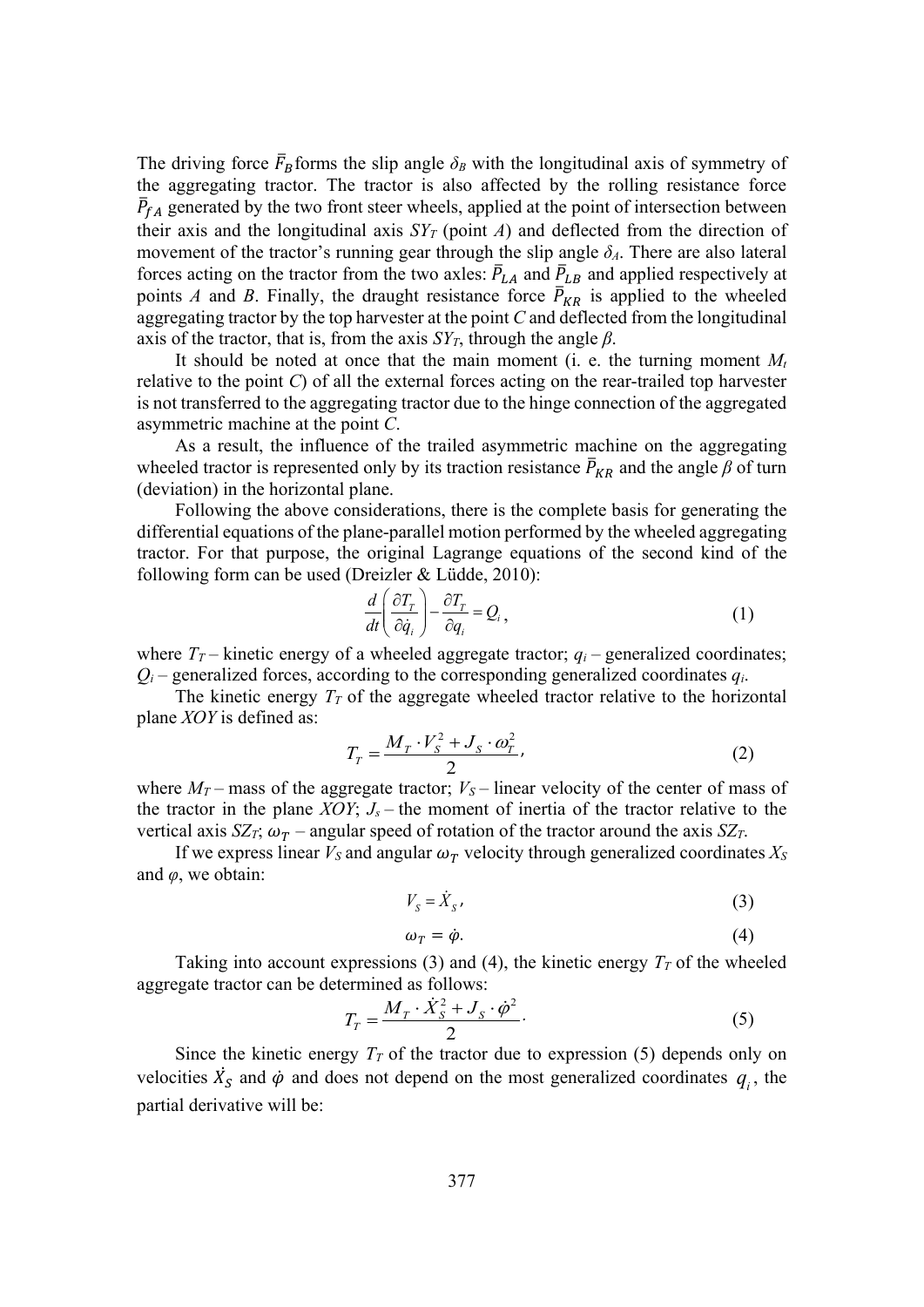The driving force $\bar{F}_B$ forms the slip angle $\delta_B$ with the longitudinal axis of symmetry of the aggregating tractor. The tractor is also affected by the rolling resistance force $\bar{P}_{fA}$ generated by the two front steer wheels, applied at the point of intersection between their axis and the longitudinal axis $SY_T$ (point *A*) and deflected from the direction of movement of the tractor's running gear through the slip angle $\delta_A$. There are also lateral forces acting on the tractor from the two axles: $\bar{P}_{LA}$ and $\bar{P}_{LB}$ and applied respectively at points *A* and *B*. Finally, the draught resistance force $\bar{P}_{KR}$ is applied to the wheeled aggregating tractor by the top harvester at the point *C* and deflected from the longitudinal axis of the tractor, that is, from the axis $SY_T$, through the angle $\beta$.

It should be noted at once that the main moment (i. e. the turning moment $M_t$ relative to the point *C*) of all the external forces acting on the rear-trailed top harvester is not transferred to the aggregating tractor due to the hinge connection of the aggregated asymmetric machine at the point *C*.

As a result, the influence of the trailed asymmetric machine on the aggregating wheeled tractor is represented only by its traction resistance $\bar{P}_{KR}$ and the angle $\beta$ of turn (deviation) in the horizontal plane.

Following the above considerations, there is the complete basis for generating the differential equations of the plane-parallel motion performed by the wheeled aggregating tractor. For that purpose, the original Lagrange equations of the second kind of the following form can be used (Dreizler & Lüdde, 2010):

$$\frac{d}{dt}\left(\frac{\partial T_T}{\partial \dot{q}_i}\right) - \frac{\partial T_T}{\partial q_i} = Q_i, \tag{1}$$

where $T_T$ – kinetic energy of a wheeled aggregate tractor; $q_i$ – generalized coordinates; $Q_i$ – generalized forces, according to the corresponding generalized coordinates $q_i$.

The kinetic energy $T_T$ of the aggregate wheeled tractor relative to the horizontal plane *XOY* is defined as:

$$T_T = \frac{M_T \cdot V_S^2 + J_S \cdot \omega_T^2}{2}, \tag{2}$$

where $M_T$ – mass of the aggregate tractor; $V_S$ – linear velocity of the center of mass of the tractor in the plane *XOY*; $J_s$ – the moment of inertia of the tractor relative to the vertical axis $SZ_T$; $\omega_T$ – angular speed of rotation of the tractor around the axis $SZ_T$.

If we express linear $V_S$ and angular $\omega_T$ velocity through generalized coordinates $X_S$ and $\varphi$, we obtain:

$$V_S = \dot{X}_S, \tag{3}$$

$$\omega_T = \dot{\varphi}. \tag{4}$$

Taking into account expressions (3) and (4), the kinetic energy $T_T$ of the wheeled aggregate tractor can be determined as follows:

$$T_T = \frac{M_T \cdot \dot{X}_S^2 + J_S \cdot \dot{\varphi}^2}{2}. \tag{5}$$

Since the kinetic energy $T_T$ of the tractor due to expression (5) depends only on velocities $\dot{X}_S$ and $\dot{\varphi}$ and does not depend on the most generalized coordinates $q_i$, the partial derivative will be: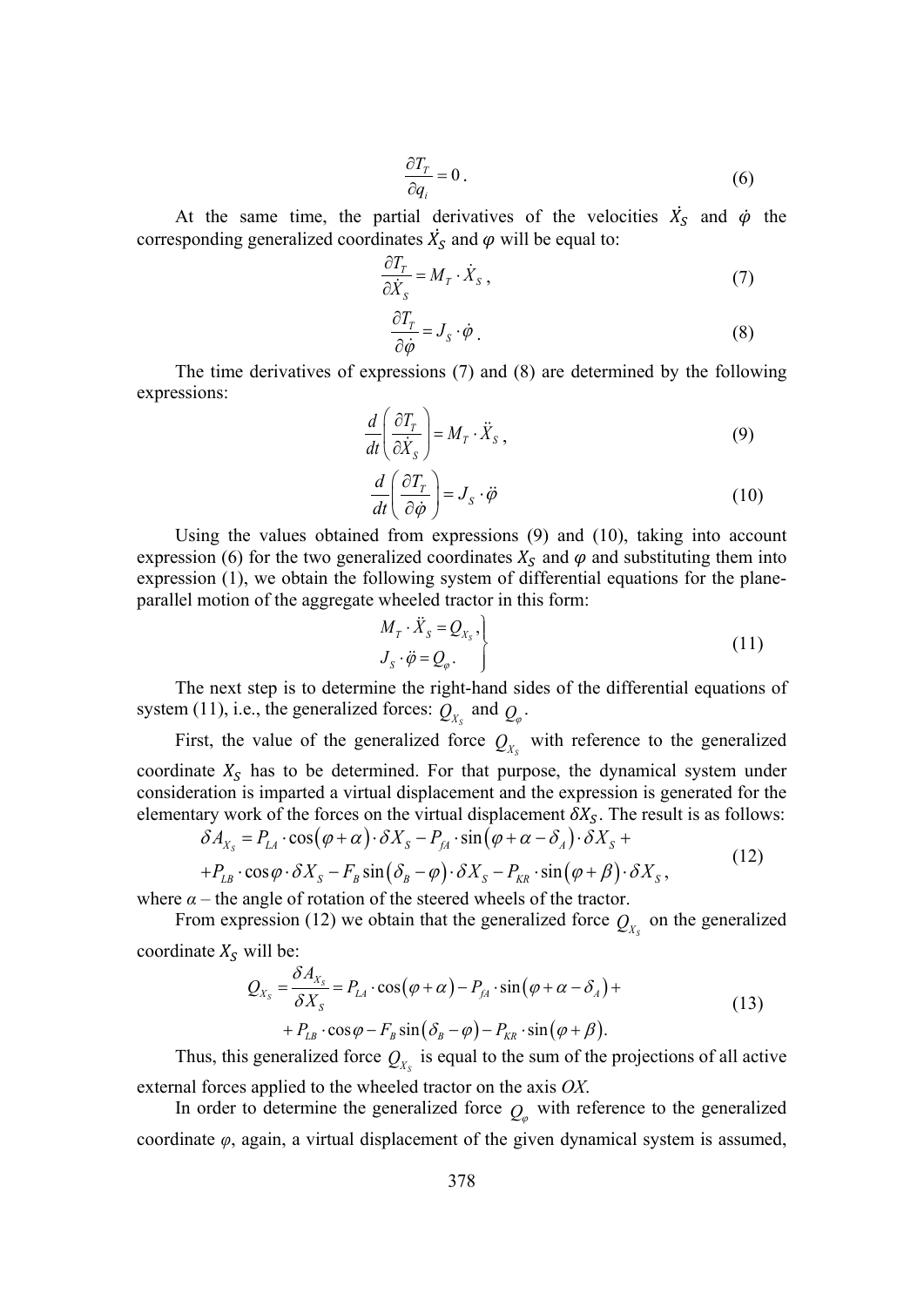$$\frac{\partial T_T}{\partial q_i} = 0 . \tag{6}$$

At the same time, the partial derivatives of the velocities $\dot{X}_S$ and $\dot{\varphi}$ the corresponding generalized coordinates $\dot{X}_S$ and $\varphi$ will be equal to:

$$\frac{\partial T_T}{\partial \dot{X}_S} = M_T \cdot \dot{X}_S , \tag{7}$$

$$\frac{\partial T_T}{\partial \dot{\varphi}} = J_S \cdot \dot{\varphi} . \tag{8}$$

The time derivatives of expressions (7) and (8) are determined by the following expressions:

$$\frac{d}{dt}\left( \frac{\partial T_T}{\partial \dot{X}_S} \right) = M_T \cdot \ddot{X}_S , \tag{9}$$

$$\frac{d}{dt}\left( \frac{\partial T_T}{\partial \dot{\varphi}} \right) = J_S \cdot \ddot{\varphi} \tag{10}$$

Using the values obtained from expressions (9) and (10), taking into account expression (6) for the two generalized coordinates $X_S$ and $\varphi$ and substituting them into expression (1), we obtain the following system of differential equations for the plane-parallel motion of the aggregate wheeled tractor in this form:

$$\left. \begin{aligned} M_T \cdot \ddot{X}_S &= Q_{X_S} , \\ J_S \cdot \ddot{\varphi} &= Q_{\varphi} . \end{aligned} \right\} \tag{11}$$

The next step is to determine the right-hand sides of the differential equations of system (11), i.e., the generalized forces: $Q_{X_S}$ and $Q_{\varphi}$.

First, the value of the generalized force $Q_{X_S}$ with reference to the generalized coordinate $X_S$ has to be determined. For that purpose, the dynamical system under consideration is imparted a virtual displacement and the expression is generated for the elementary work of the forces on the virtual displacement $\delta X_S$. The result is as follows:

$$\begin{aligned} \delta A_{X_S} &= P_{LA} \cdot \cos\left(\varphi + \alpha\right) \cdot \delta X_S - P_{fA} \cdot \sin\left(\varphi + \alpha - \delta_A\right) \cdot \delta X_S + \\ &+ P_{LB} \cdot \cos\varphi \cdot \delta X_S - F_B \sin\left(\delta_B - \varphi\right) \cdot \delta X_S - P_{KR} \cdot \sin\left(\varphi + \beta\right) \cdot \delta X_S , \end{aligned} \tag{12}$$

where $\alpha$ – the angle of rotation of the steered wheels of the tractor.

From expression (12) we obtain that the generalized force $Q_{X_S}$ on the generalized coordinate $X_S$ will be:

$$\begin{aligned} Q_{X_S} = \frac{\delta A_{X_S}}{\delta X_S} &= P_{LA} \cdot \cos\left(\varphi + \alpha\right) - P_{fA} \cdot \sin\left(\varphi + \alpha - \delta_A\right) + \\ &+ P_{LB} \cdot \cos\varphi - F_B \sin\left(\delta_B - \varphi\right) - P_{KR} \cdot \sin\left(\varphi + \beta\right). \end{aligned} \tag{13}$$

Thus, this generalized force $Q_{X_S}$ is equal to the sum of the projections of all active external forces applied to the wheeled tractor on the axis *OX*.

In order to determine the generalized force $Q_{\varphi}$ with reference to the generalized coordinate $\varphi$, again, a virtual displacement of the given dynamical system is assumed,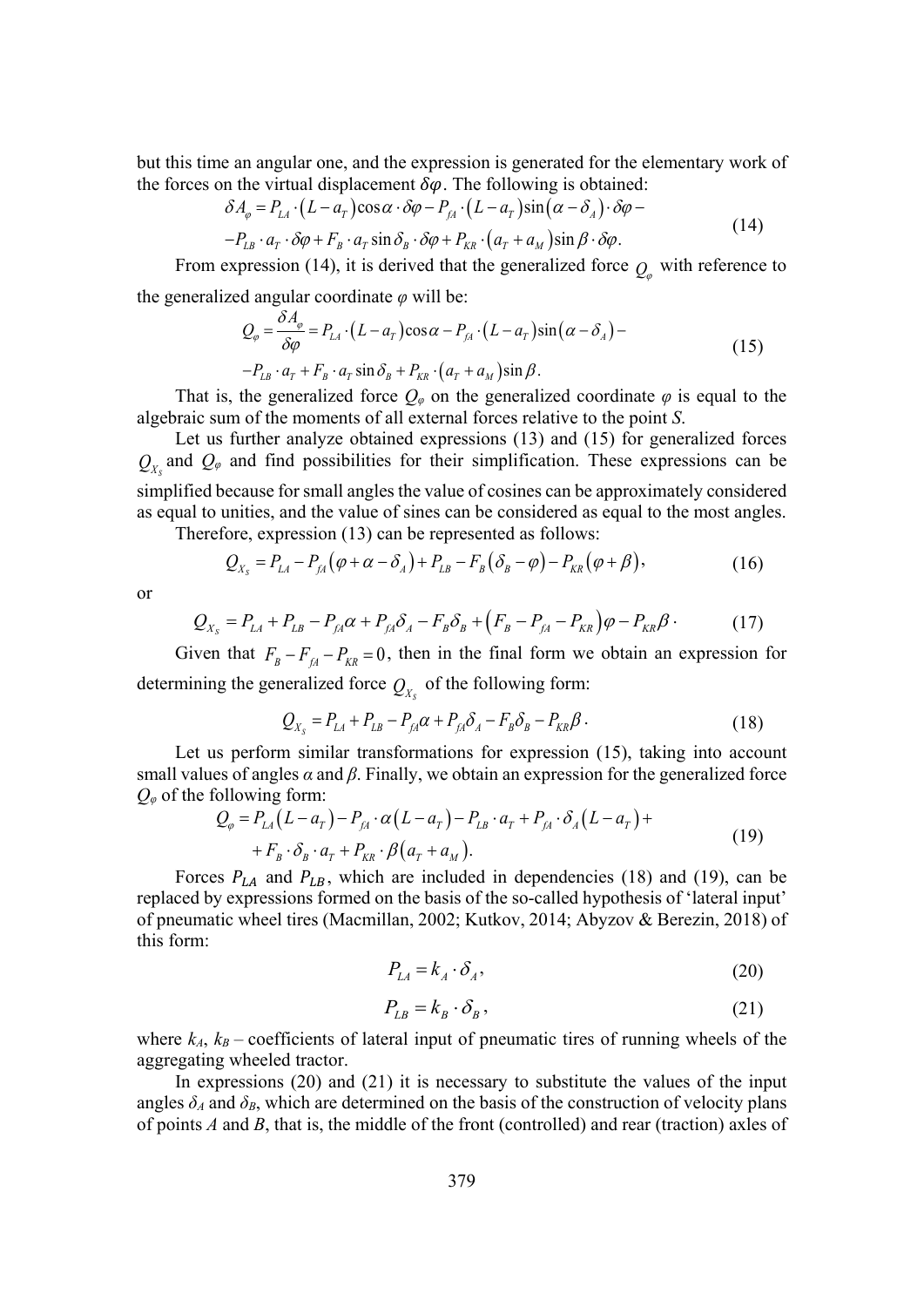but this time an angular one, and the expression is generated for the elementary work of the forces on the virtual displacement $\delta\varphi$. The following is obtained:

$$\delta A_{\varphi} = P_{LA} \cdot (L - a_T)\cos\alpha \cdot \delta\varphi - P_{fA} \cdot (L - a_T)\sin(\alpha - \delta_A) \cdot \delta\varphi - \\ -P_{LB} \cdot a_T \cdot \delta\varphi + F_B \cdot a_T \sin\delta_B \cdot \delta\varphi + P_{KR} \cdot (a_T + a_M)\sin\beta \cdot \delta\varphi. \tag{14}$$

From expression (14), it is derived that the generalized force $Q_{\varphi}$ with reference to the generalized angular coordinate $\varphi$ will be:

$$Q_{\varphi} = \frac{\delta A_{\varphi}}{\delta\varphi} = P_{LA} \cdot (L - a_T)\cos\alpha - P_{fA} \cdot (L - a_T)\sin(\alpha - \delta_A) - \\ -P_{LB} \cdot a_T + F_B \cdot a_T \sin\delta_B + P_{KR} \cdot (a_T + a_M)\sin\beta. \tag{15}$$

That is, the generalized force $Q_{\varphi}$ on the generalized coordinate $\varphi$ is equal to the algebraic sum of the moments of all external forces relative to the point *S*.

Let us further analyze obtained expressions (13) and (15) for generalized forces $Q_{X_S}$ and $Q_{\varphi}$ and find possibilities for their simplification. These expressions can be simplified because for small angles the value of cosines can be approximately considered as equal to unities, and the value of sines can be considered as equal to the most angles.

Therefore, expression (13) can be represented as follows:

$$Q_{X_S} = P_{LA} - P_{fA}(\varphi + \alpha - \delta_A) + P_{LB} - F_B(\delta_B - \varphi) - P_{KR}(\varphi + \beta), \tag{16}$$

or

$$Q_{X_S} = P_{LA} + P_{LB} - P_{fA}\alpha + P_{fA}\delta_A - F_B\delta_B + (F_B - P_{fA} - P_{KR})\varphi - P_{KR}\beta \cdot \tag{17}$$

Given that $F_B - F_{fA} - P_{KR} = 0$, then in the final form we obtain an expression for determining the generalized force $Q_{X_S}$ of the following form:

$$Q_{X_S} = P_{LA} + P_{LB} - P_{fA}\alpha + P_{fA}\delta_A - F_B\delta_B - P_{KR}\beta. \tag{18}$$

Let us perform similar transformations for expression (15), taking into account small values of angles $\alpha$ and $\beta$. Finally, we obtain an expression for the generalized force $Q_{\varphi}$ of the following form:

$$Q_{\varphi} = P_{LA}(L - a_T) - P_{fA} \cdot \alpha(L - a_T) - P_{LB} \cdot a_T + P_{fA} \cdot \delta_A(L - a_T) + \\ + F_B \cdot \delta_B \cdot a_T + P_{KR} \cdot \beta(a_T + a_M). \tag{19}$$

Forces $P_{LA}$ and $P_{LB}$, which are included in dependencies (18) and (19), can be replaced by expressions formed on the basis of the so-called hypothesis of 'lateral input' of pneumatic wheel tires (Macmillan, 2002; Kutkov, 2014; Abyzov & Berezin, 2018) of this form:

$$P_{LA} = k_A \cdot \delta_A, \tag{20}$$

$$P_{LB} = k_B \cdot \delta_B, \tag{21}$$

where $k_A$, $k_B$ – coefficients of lateral input of pneumatic tires of running wheels of the aggregating wheeled tractor.

In expressions (20) and (21) it is necessary to substitute the values of the input angles $\delta_A$ and $\delta_B$, which are determined on the basis of the construction of velocity plans of points *A* and *B*, that is, the middle of the front (controlled) and rear (traction) axles of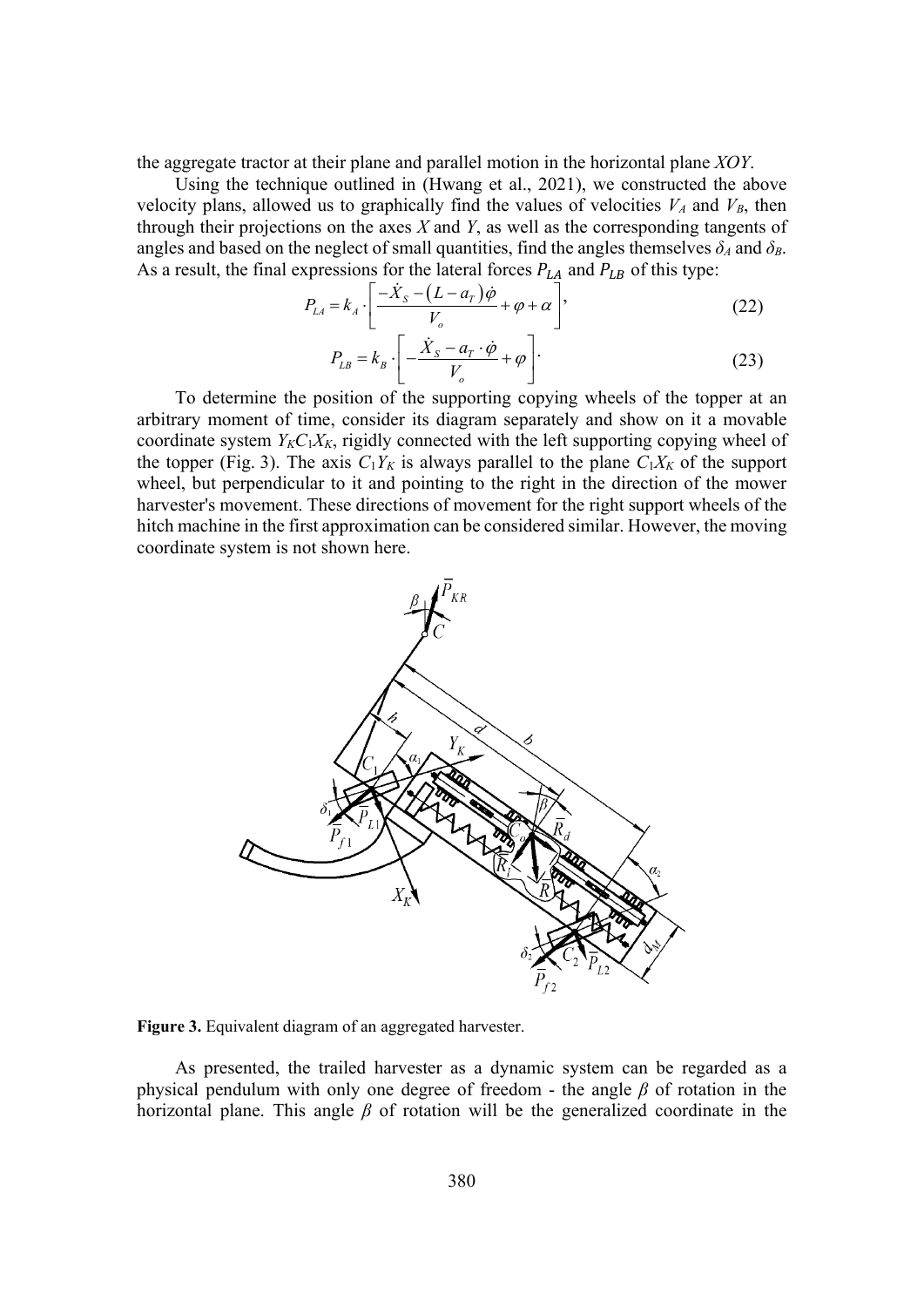the aggregate tractor at their plane and parallel motion in the horizontal plane $XOY$.

Using the technique outlined in (Hwang et al., 2021), we constructed the above velocity plans, allowed us to graphically find the values of velocities $V_A$ and $V_B$, then through their projections on the axes $X$ and $Y$, as well as the corresponding tangents of angles and based on the neglect of small quantities, find the angles themselves $\delta_A$ and $\delta_B$. As a result, the final expressions for the lateral forces $P_{LA}$ and $P_{LB}$ of this type:

$$P_{LA} = k_A \cdot \left[ \frac{-\dot{X}_S - (L - a_T)\dot{\varphi}}{V_o} + \varphi + \alpha \right], \tag{22}$$

$$P_{LB} = k_B \cdot \left[ -\frac{\dot{X}_S - a_T \cdot \dot{\varphi}}{V_o} + \varphi \right]. \tag{23}$$

To determine the position of the supporting copying wheels of the topper at an arbitrary moment of time, consider its diagram separately and show on it a movable coordinate system $Y_K C_1 X_K$, rigidly connected with the left supporting copying wheel of the topper (Fig. 3). The axis $C_1 Y_K$ is always parallel to the plane $C_1 X_K$ of the support wheel, but perpendicular to it and pointing to the right in the direction of the mower harvester's movement. These directions of movement for the right support wheels of the hitch machine in the first approximation can be considered similar. However, the moving coordinate system is not shown here.

**Figure 3.** Equivalent diagram of an aggregated harvester.

As presented, the trailed harvester as a dynamic system can be regarded as a physical pendulum with only one degree of freedom - the angle $\beta$ of rotation in the horizontal plane. This angle $\beta$ of rotation will be the generalized coordinate in the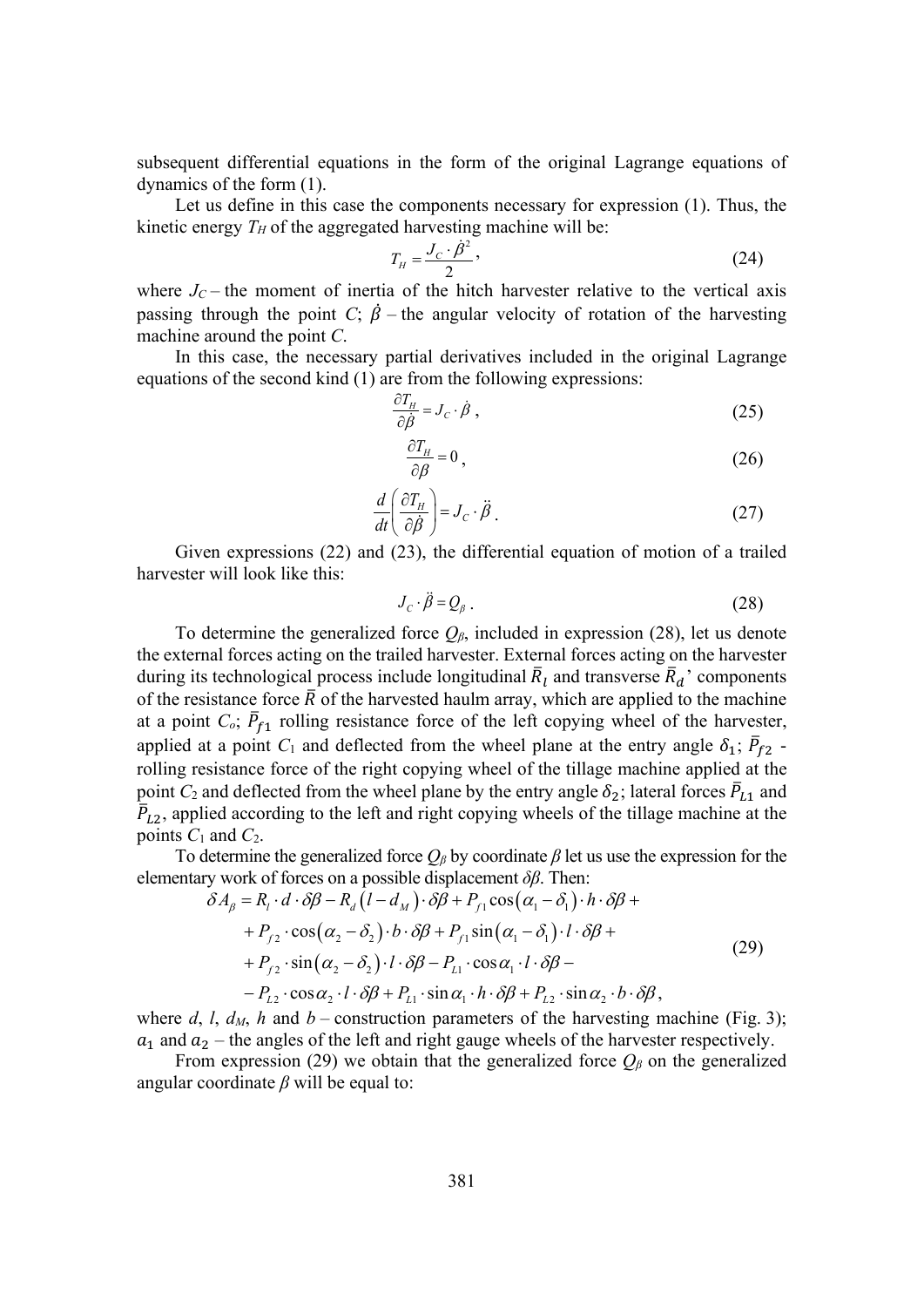subsequent differential equations in the form of the original Lagrange equations of dynamics of the form (1).

Let us define in this case the components necessary for expression (1). Thus, the kinetic energy $T_H$ of the aggregated harvesting machine will be:

$$T_H = \frac{J_C \cdot \dot{\beta}^2}{2}, \tag{24}$$

where $J_C$ – the moment of inertia of the hitch harvester relative to the vertical axis passing through the point $C$; $\dot{\beta}$ – the angular velocity of rotation of the harvesting machine around the point $C$.

In this case, the necessary partial derivatives included in the original Lagrange equations of the second kind (1) are from the following expressions:

$$\frac{\partial T_H}{\partial \dot{\beta}} = J_C \cdot \dot{\beta}, \tag{25}$$

$$\frac{\partial T_H}{\partial \beta} = 0, \tag{26}$$

$$\frac{d}{dt}\left(\frac{\partial T_H}{\partial \dot{\beta}}\right) = J_C \cdot \ddot{\beta}. \tag{27}$$

Given expressions (22) and (23), the differential equation of motion of a trailed harvester will look like this:

$$J_C \cdot \ddot{\beta} = Q_\beta. \tag{28}$$

To determine the generalized force $Q_\beta$, included in expression (28), let us denote the external forces acting on the trailed harvester. External forces acting on the harvester during its technological process include longitudinal $\bar{R}_l$ and transverse $\bar{R}_d$' components of the resistance force $\bar{R}$ of the harvested haulm array, which are applied to the machine at a point $C_o$; $\bar{P}_{f1}$ rolling resistance force of the left copying wheel of the harvester, applied at a point $C_1$ and deflected from the wheel plane at the entry angle $\delta_1$; $\bar{P}_{f2}$ - rolling resistance force of the right copying wheel of the tillage machine applied at the point $C_2$ and deflected from the wheel plane by the entry angle $\delta_2$; lateral forces $\bar{P}_{L1}$ and $\bar{P}_{L2}$, applied according to the left and right copying wheels of the tillage machine at the points $C_1$ and $C_2$.

To determine the generalized force $Q_\beta$ by coordinate $\beta$ let us use the expression for the elementary work of forces on a possible displacement $\delta\beta$. Then:

$$\begin{aligned}
\delta A_\beta = {} & R_l \cdot d \cdot \delta\beta - R_d\left(l - d_M\right) \cdot \delta\beta + P_{f1}\cos\left(\alpha_1 - \delta_1\right) \cdot h \cdot \delta\beta + \\
& + P_{f2} \cdot \cos\left(\alpha_2 - \delta_2\right) \cdot b \cdot \delta\beta + P_{f1}\sin\left(\alpha_1 - \delta_1\right) \cdot l \cdot \delta\beta + \\
& + P_{f2} \cdot \sin\left(\alpha_2 - \delta_2\right) \cdot l \cdot \delta\beta - P_{L1} \cdot \cos\alpha_1 \cdot l \cdot \delta\beta - \\
& - P_{L2} \cdot \cos\alpha_2 \cdot l \cdot \delta\beta + P_{L1} \cdot \sin\alpha_1 \cdot h \cdot \delta\beta + P_{L2} \cdot \sin\alpha_2 \cdot b \cdot \delta\beta,
\end{aligned} \tag{29}$$

where $d$, $l$, $d_M$, $h$ and $b$ – construction parameters of the harvesting machine (Fig. 3); $a_1$ and $a_2$ – the angles of the left and right gauge wheels of the harvester respectively.

From expression (29) we obtain that the generalized force $Q_\beta$ on the generalized angular coordinate $\beta$ will be equal to: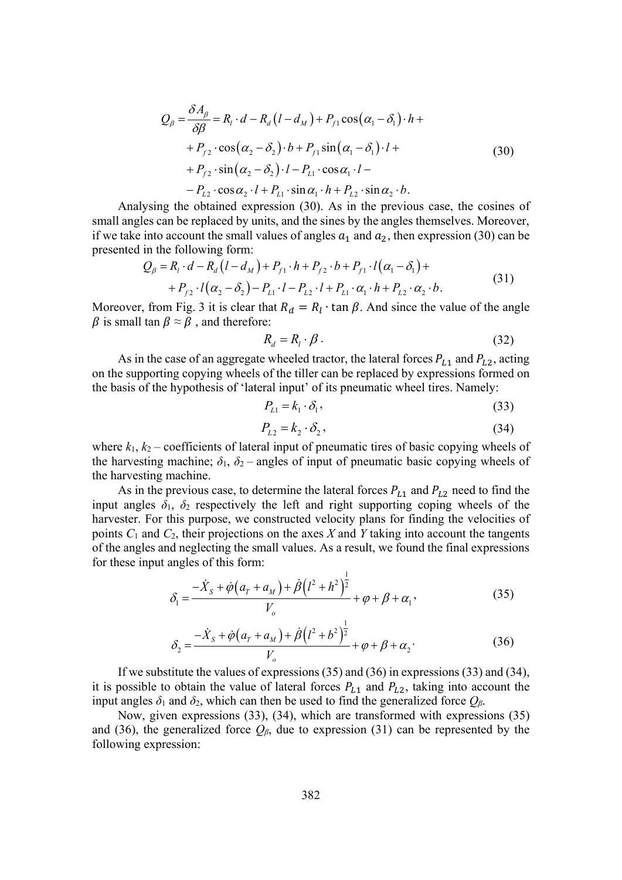$$
\begin{aligned}
Q_\beta = \frac{\delta A_\beta}{\delta \beta} &= R_l \cdot d - R_d \left(l - d_M\right) + P_{f1} \cos\left(\alpha_1 - \delta_1\right) \cdot h + \\
&+ P_{f2} \cdot \cos\left(\alpha_2 - \delta_2\right) \cdot b + P_{f1} \sin\left(\alpha_1 - \delta_1\right) \cdot l + \\
&+ P_{f2} \cdot \sin\left(\alpha_2 - \delta_2\right) \cdot l - P_{L1} \cdot \cos\alpha_1 \cdot l - \\
&- P_{L2} \cdot \cos\alpha_2 \cdot l + P_{L1} \cdot \sin\alpha_1 \cdot h + P_{L2} \cdot \sin\alpha_2 \cdot b.
\end{aligned} \tag{30}
$$

Analysing the obtained expression (30). As in the previous case, the cosines of small angles can be replaced by units, and the sines by the angles themselves. Moreover, if we take into account the small values of angles $\alpha_1$ and $\alpha_2$, then expression (30) can be presented in the following form:

$$
\begin{aligned}
Q_\beta &= R_l \cdot d - R_d \left(l - d_M\right) + P_{f1} \cdot h + P_{f2} \cdot b + P_{f1} \cdot l \left(\alpha_1 - \delta_1\right) + \\
&+ P_{f2} \cdot l \left(\alpha_2 - \delta_2\right) - P_{L1} \cdot l - P_{L2} \cdot l + P_{L1} \cdot \alpha_1 \cdot h + P_{L2} \cdot \alpha_2 \cdot b.
\end{aligned} \tag{31}
$$

Moreover, from Fig. 3 it is clear that $R_d = R_l \cdot \tan\beta$. And since the value of the angle $\beta$ is small $\tan\beta \approx \beta$ , and therefore:

$$
R_d = R_l \cdot \beta . \tag{32}
$$

As in the case of an aggregate wheeled tractor, the lateral forces $P_{L1}$ and $P_{L2}$, acting on the supporting copying wheels of the tiller can be replaced by expressions formed on the basis of the hypothesis of 'lateral input' of its pneumatic wheel tires. Namely:

$$
P_{L1} = k_1 \cdot \delta_1 , \tag{33}
$$

$$
P_{L2} = k_2 \cdot \delta_2 , \tag{34}
$$

where $k_1$, $k_2$ – coefficients of lateral input of pneumatic tires of basic copying wheels of the harvesting machine; $\delta_1$, $\delta_2$ – angles of input of pneumatic basic copying wheels of the harvesting machine.

As in the previous case, to determine the lateral forces $P_{L1}$ and $P_{L2}$ need to find the input angles $\delta_1$, $\delta_2$ respectively the left and right supporting coping wheels of the harvester. For this purpose, we constructed velocity plans for finding the velocities of points $C_1$ and $C_2$, their projections on the axes $X$ and $Y$ taking into account the tangents of the angles and neglecting the small values. As a result, we found the final expressions for these input angles of this form:

$$
\delta_1 = \frac{-\dot{X}_S + \dot{\varphi}\left(a_T + a_M\right) + \dot{\beta}\left(l^2 + h^2\right)^{\frac{1}{2}}}{V_o} + \varphi + \beta + \alpha_1 , \tag{35}
$$

$$
\delta_2 = \frac{-\dot{X}_S + \dot{\varphi}\left(a_T + a_M\right) + \dot{\beta}\left(l^2 + b^2\right)^{\frac{1}{2}}}{V_o} + \varphi + \beta + \alpha_2 \cdot \tag{36}
$$

If we substitute the values of expressions (35) and (36) in expressions (33) and (34), it is possible to obtain the value of lateral forces $P_{L1}$ and $P_{L2}$, taking into account the input angles $\delta_1$ and $\delta_2$, which can then be used to find the generalized force $Q_\beta$.

Now, given expressions (33), (34), which are transformed with expressions (35) and (36), the generalized force $Q_\beta$, due to expression (31) can be represented by the following expression: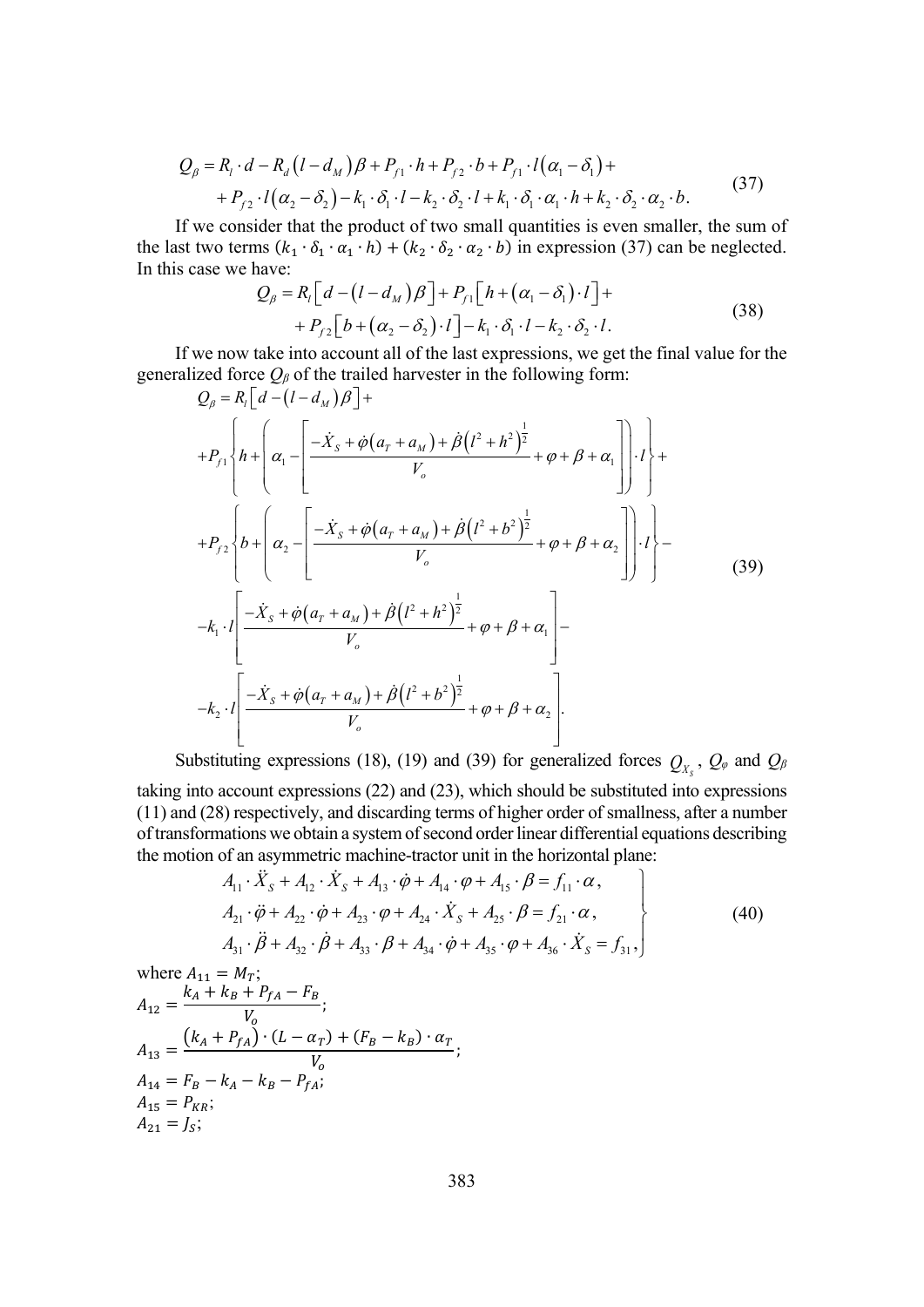$$Q_\beta = R_l \cdot d - R_d\left(l - d_M\right)\beta + P_{f1} \cdot h + P_{f2} \cdot b + P_{f1} \cdot l\left(\alpha_1 - \delta_1\right) + \\ + P_{f2} \cdot l\left(\alpha_2 - \delta_2\right) - k_1 \cdot \delta_1 \cdot l - k_2 \cdot \delta_2 \cdot l + k_1 \cdot \delta_1 \cdot \alpha_1 \cdot h + k_2 \cdot \delta_2 \cdot \alpha_2 \cdot b. \tag{37}$$

If we consider that the product of two small quantities is even smaller, the sum of the last two terms $(k_1 \cdot \delta_1 \cdot \alpha_1 \cdot h) + (k_2 \cdot \delta_2 \cdot \alpha_2 \cdot b)$ in expression (37) can be neglected. In this case we have:

$$Q_\beta = R_l\left[d - \left(l - d_M\right)\beta\right] + P_{f1}\left[h + \left(\alpha_1 - \delta_1\right) \cdot l\right] + \\ + P_{f2}\left[b + \left(\alpha_2 - \delta_2\right) \cdot l\right] - k_1 \cdot \delta_1 \cdot l - k_2 \cdot \delta_2 \cdot l. \tag{38}$$

If we now take into account all of the last expressions, we get the final value for the generalized force $Q_\beta$ of the trailed harvester in the following form:

$$\begin{aligned} Q_\beta = {} & R_l\left[d - \left(l - d_M\right)\beta\right] + \\ & + P_{f1}\left\{h + \left(\alpha_1 - \left[\frac{-\dot{X}_S + \dot{\varphi}\left(a_T + a_M\right) + \dot{\beta}\left(l^2 + h^2\right)^{\frac{1}{2}}}{V_o} + \varphi + \beta + \alpha_1\right]\right) \cdot l\right\} + \\ & + P_{f2}\left\{b + \left(\alpha_2 - \left[\frac{-\dot{X}_S + \dot{\varphi}\left(a_T + a_M\right) + \dot{\beta}\left(l^2 + b^2\right)^{\frac{1}{2}}}{V_o} + \varphi + \beta + \alpha_2\right]\right) \cdot l\right\} - \\ & - k_1 \cdot l\left[\frac{-\dot{X}_S + \dot{\varphi}\left(a_T + a_M\right) + \dot{\beta}\left(l^2 + h^2\right)^{\frac{1}{2}}}{V_o} + \varphi + \beta + \alpha_1\right] - \\ & - k_2 \cdot l\left[\frac{-\dot{X}_S + \dot{\varphi}\left(a_T + a_M\right) + \dot{\beta}\left(l^2 + b^2\right)^{\frac{1}{2}}}{V_o} + \varphi + \beta + \alpha_2\right]. \end{aligned} \tag{39}$$

Substituting expressions (18), (19) and (39) for generalized forces $Q_{X_S}$, $Q_\varphi$ and $Q_\beta$ taking into account expressions (22) and (23), which should be substituted into expressions (11) and (28) respectively, and discarding terms of higher order of smallness, after a number of transformations we obtain a system of second order linear differential equations describing the motion of an asymmetric machine-tractor unit in the horizontal plane:

$$\left.\begin{aligned} & A_{11} \cdot \ddot{X}_S + A_{12} \cdot \dot{X}_S + A_{13} \cdot \dot{\varphi} + A_{14} \cdot \varphi + A_{15} \cdot \beta = f_{11} \cdot \alpha, \\ & A_{21} \cdot \ddot{\varphi} + A_{22} \cdot \dot{\varphi} + A_{23} \cdot \varphi + A_{24} \cdot \dot{X}_S + A_{25} \cdot \beta = f_{21} \cdot \alpha, \\ & A_{31} \cdot \ddot{\beta} + A_{32} \cdot \dot{\beta} + A_{33} \cdot \beta + A_{34} \cdot \dot{\varphi} + A_{35} \cdot \varphi + A_{36} \cdot \dot{X}_S = f_{31}, \end{aligned}\right\} \tag{40}$$

where $A_{11} = M_T$;

$A_{12} = \dfrac{k_A + k_B + P_{fA} - F_B}{V_o}$;

$A_{13} = \dfrac{\left(k_A + P_{fA}\right) \cdot (L - \alpha_T) + (F_B - k_B) \cdot \alpha_T}{V_o}$;

$A_{14} = F_B - k_A - k_B - P_{fA}$;

$A_{15} = P_{KR}$;

$A_{21} = J_S$;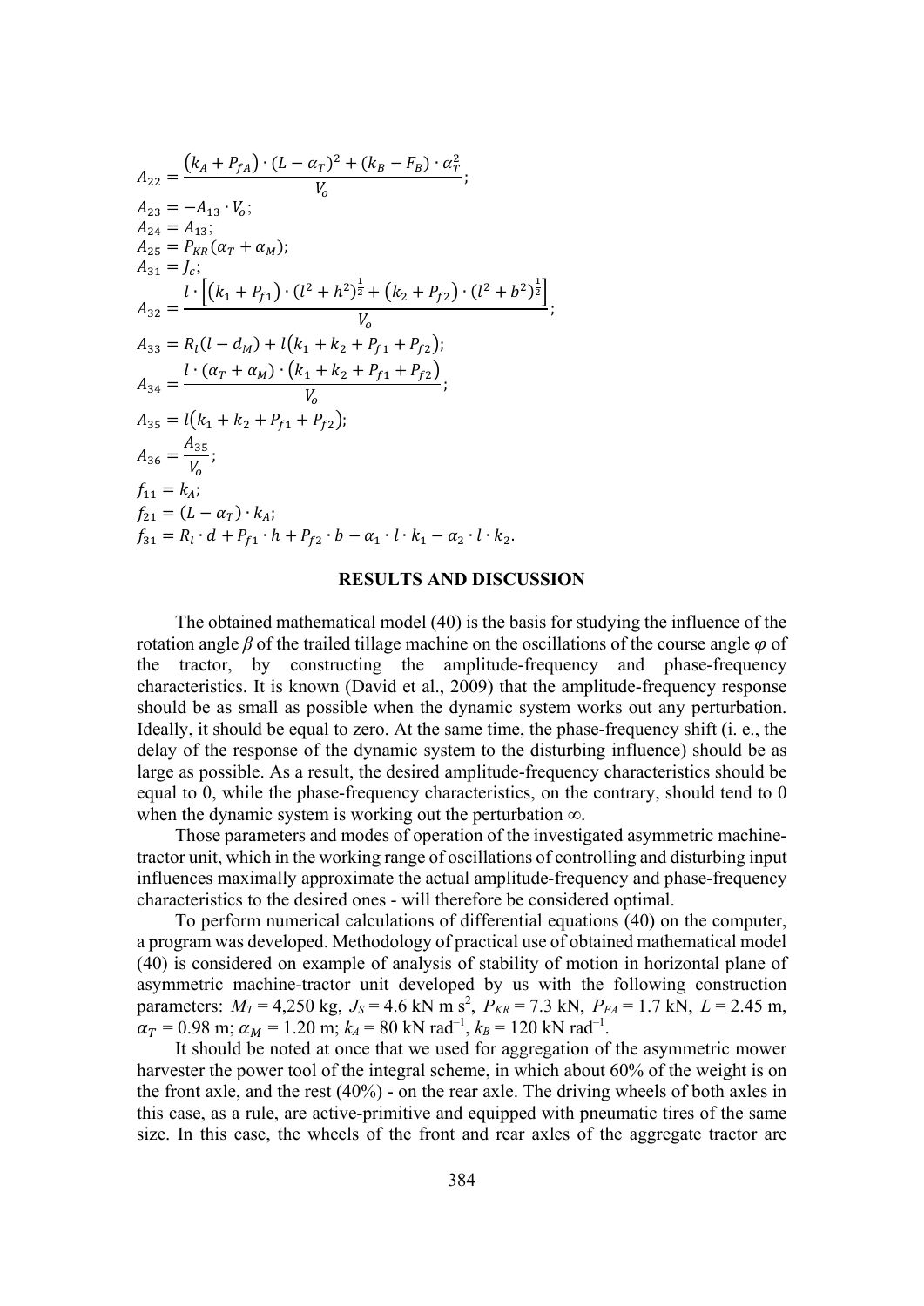$$A_{22} = \frac{\left(k_A + P_{fA}\right) \cdot (L - \alpha_T)^2 + (k_B - F_B) \cdot \alpha_T^2}{V_o};$$

$$A_{23} = -A_{13} \cdot V_o;$$

$$A_{24} = A_{13};$$

$$A_{25} = P_{KR}(\alpha_T + \alpha_M);$$

$$A_{31} = J_c;$$

$$A_{32} = \frac{l \cdot \left[\left(k_1 + P_{f1}\right) \cdot (l^2 + h^2)^{\frac{1}{2}} + \left(k_2 + P_{f2}\right) \cdot (l^2 + b^2)^{\frac{1}{2}}\right]}{V_o};$$

$$A_{33} = R_l(l - d_M) + l\left(k_1 + k_2 + P_{f1} + P_{f2}\right);$$

$$A_{34} = \frac{l \cdot (\alpha_T + \alpha_M) \cdot \left(k_1 + k_2 + P_{f1} + P_{f2}\right)}{V_o};$$

$$A_{35} = l\left(k_1 + k_2 + P_{f1} + P_{f2}\right);$$

$$A_{36} = \frac{A_{35}}{V_o};$$

$$f_{11} = k_A;$$

$$f_{21} = (L - \alpha_T) \cdot k_A;$$

$$f_{31} = R_l \cdot d + P_{f1} \cdot h + P_{f2} \cdot b - \alpha_1 \cdot l \cdot k_1 - \alpha_2 \cdot l \cdot k_2.$$

## RESULTS AND DISCUSSION

The obtained mathematical model (40) is the basis for studying the influence of the rotation angle $\beta$ of the trailed tillage machine on the oscillations of the course angle $\varphi$ of the tractor, by constructing the amplitude-frequency and phase-frequency characteristics. It is known (David et al., 2009) that the amplitude-frequency response should be as small as possible when the dynamic system works out any perturbation. Ideally, it should be equal to zero. At the same time, the phase-frequency shift (i. e., the delay of the response of the dynamic system to the disturbing influence) should be as large as possible. As a result, the desired amplitude-frequency characteristics should be equal to 0, while the phase-frequency characteristics, on the contrary, should tend to 0 when the dynamic system is working out the perturbation $\infty$.

Those parameters and modes of operation of the investigated asymmetric machine-tractor unit, which in the working range of oscillations of controlling and disturbing input influences maximally approximate the actual amplitude-frequency and phase-frequency characteristics to the desired ones - will therefore be considered optimal.

To perform numerical calculations of differential equations (40) on the computer, a program was developed. Methodology of practical use of obtained mathematical model (40) is considered on example of analysis of stability of motion in horizontal plane of asymmetric machine-tractor unit developed by us with the following construction parameters: $M_T$ = 4,250 kg, $J_S$ = 4.6 kN m s$^2$, $P_{KR}$ = 7.3 kN, $P_{FA}$ = 1.7 kN, $L$ = 2.45 m, $\alpha_T$ = 0.98 m; $\alpha_M$ = 1.20 m; $k_A$ = 80 kN rad$^{-1}$, $k_B$ = 120 kN rad$^{-1}$.

It should be noted at once that we used for aggregation of the asymmetric mower harvester the power tool of the integral scheme, in which about 60% of the weight is on the front axle, and the rest (40%) - on the rear axle. The driving wheels of both axles in this case, as a rule, are active-primitive and equipped with pneumatic tires of the same size. In this case, the wheels of the front and rear axles of the aggregate tractor are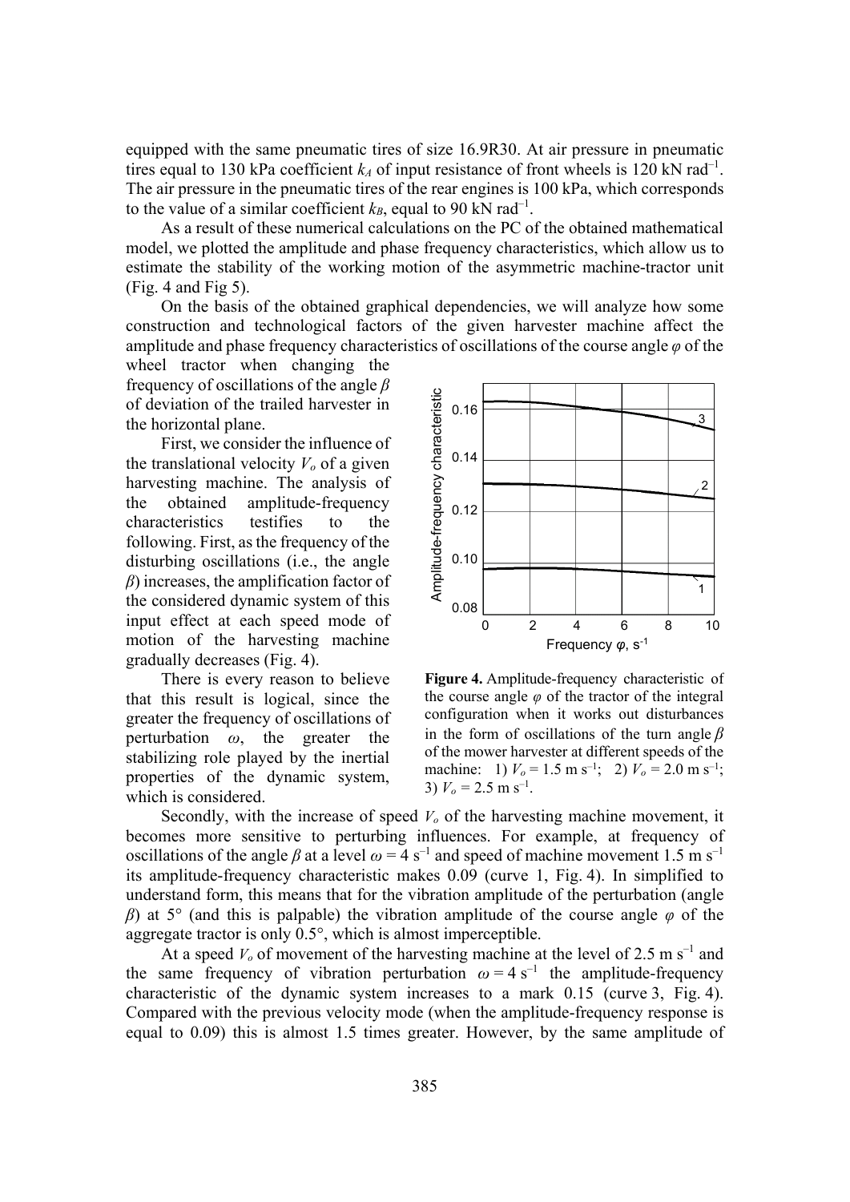equipped with the same pneumatic tires of size 16.9R30. At air pressure in pneumatic tires equal to 130 kPa coefficient $k_A$ of input resistance of front wheels is 120 kN rad$^{-1}$. The air pressure in the pneumatic tires of the rear engines is 100 kPa, which corresponds to the value of a similar coefficient $k_B$, equal to 90 kN rad$^{-1}$.

As a result of these numerical calculations on the PC of the obtained mathematical model, we plotted the amplitude and phase frequency characteristics, which allow us to estimate the stability of the working motion of the asymmetric machine-tractor unit (Fig. 4 and Fig 5).

On the basis of the obtained graphical dependencies, we will analyze how some construction and technological factors of the given harvester machine affect the amplitude and phase frequency characteristics of oscillations of the course angle $\varphi$ of the wheel tractor when changing the frequency of oscillations of the angle $\beta$ of deviation of the trailed harvester in the horizontal plane.

First, we consider the influence of the translational velocity $V_o$ of a given harvesting machine. The analysis of the obtained amplitude-frequency characteristics testifies to the following. First, as the frequency of the disturbing oscillations (i.e., the angle $\beta$) increases, the amplification factor of the considered dynamic system of this input effect at each speed mode of motion of the harvesting machine gradually decreases (Fig. 4).

There is every reason to believe that this result is logical, since the greater the frequency of oscillations of perturbation $\omega$, the greater the stabilizing role played by the inertial properties of the dynamic system, which is considered.

**Figure 4.** Amplitude-frequency characteristic of the course angle $\varphi$ of the tractor of the integral configuration when it works out disturbances in the form of oscillations of the turn angle $\beta$ of the mower harvester at different speeds of the machine: 1) $V_o$ = 1.5 m s$^{-1}$; 2) $V_o$ = 2.0 m s$^{-1}$; 3) $V_o$ = 2.5 m s$^{-1}$.

Secondly, with the increase of speed $V_o$ of the harvesting machine movement, it becomes more sensitive to perturbing influences. For example, at frequency of oscillations of the angle $\beta$ at a level $\omega$ = 4 s$^{-1}$ and speed of machine movement 1.5 m s$^{-1}$ its amplitude-frequency characteristic makes 0.09 (curve 1, Fig. 4). In simplified to understand form, this means that for the vibration amplitude of the perturbation (angle $\beta$) at 5° (and this is palpable) the vibration amplitude of the course angle $\varphi$ of the aggregate tractor is only 0.5°, which is almost imperceptible.

At a speed $V_o$ of movement of the harvesting machine at the level of 2.5 m s$^{-1}$ and the same frequency of vibration perturbation $\omega$ = 4 s$^{-1}$ the amplitude-frequency characteristic of the dynamic system increases to a mark 0.15 (curve 3, Fig. 4). Compared with the previous velocity mode (when the amplitude-frequency response is equal to 0.09) this is almost 1.5 times greater. However, by the same amplitude of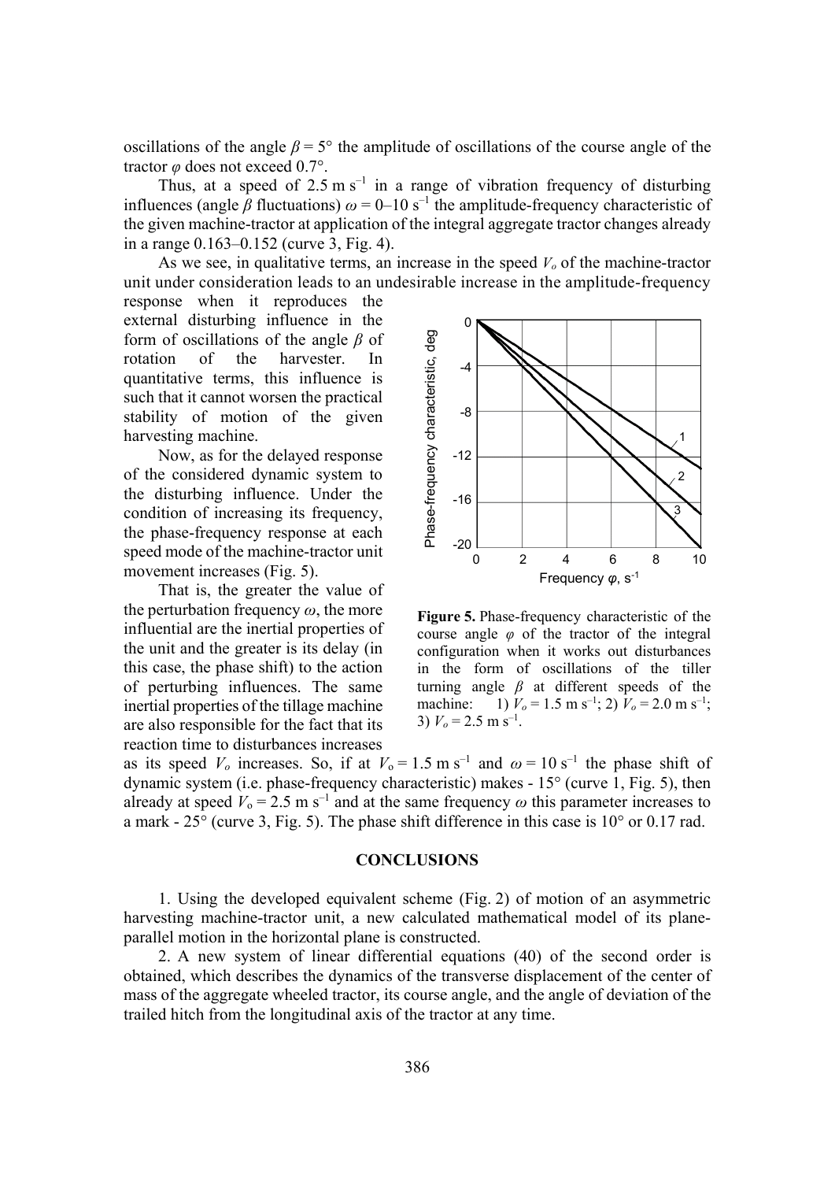oscillations of the angle $\beta = 5°$ the amplitude of oscillations of the course angle of the tractor $\varphi$ does not exceed 0.7°.

Thus, at a speed of 2.5 m s$^{-1}$ in a range of vibration frequency of disturbing influences (angle $\beta$ fluctuations) $\omega$ = 0–10 s$^{-1}$ the amplitude-frequency characteristic of the given machine-tractor at application of the integral aggregate tractor changes already in a range 0.163–0.152 (curve 3, Fig. 4).

As we see, in qualitative terms, an increase in the speed $V_o$ of the machine-tractor unit under consideration leads to an undesirable increase in the amplitude-frequency response when it reproduces the external disturbing influence in the form of oscillations of the angle $\beta$ of rotation of the harvester. In quantitative terms, this influence is such that it cannot worsen the practical stability of motion of the given harvesting machine.

Now, as for the delayed response of the considered dynamic system to the disturbing influence. Under the condition of increasing its frequency, the phase-frequency response at each speed mode of the machine-tractor unit movement increases (Fig. 5).

That is, the greater the value of the perturbation frequency $\omega$, the more influential are the inertial properties of the unit and the greater is its delay (in this case, the phase shift) to the action of perturbing influences. The same inertial properties of the tillage machine are also responsible for the fact that its reaction time to disturbances increases as its speed $V_o$ increases. So, if at $V_o$ = 1.5 m s$^{-1}$ and $\omega$ = 10 s$^{-1}$ the phase shift of dynamic system (i.e. phase-frequency characteristic) makes - 15° (curve 1, Fig. 5), then already at speed $V_o$ = 2.5 m s$^{-1}$ and at the same frequency $\omega$ this parameter increases to a mark - 25° (curve 3, Fig. 5). The phase shift difference in this case is 10° or 0.17 rad.

**Figure 5.** Phase-frequency characteristic of the course angle $\varphi$ of the tractor of the integral configuration when it works out disturbances in the form of oscillations of the tiller turning angle $\beta$ at different speeds of the machine: 1) $V_o$ = 1.5 m s$^{-1}$; 2) $V_o$ = 2.0 m s$^{-1}$; 3) $V_o$ = 2.5 m s$^{-1}$.

## CONCLUSIONS

1. Using the developed equivalent scheme (Fig. 2) of motion of an asymmetric harvesting machine-tractor unit, a new calculated mathematical model of its plane-parallel motion in the horizontal plane is constructed.

2. A new system of linear differential equations (40) of the second order is obtained, which describes the dynamics of the transverse displacement of the center of mass of the aggregate wheeled tractor, its course angle, and the angle of deviation of the trailed hitch from the longitudinal axis of the tractor at any time.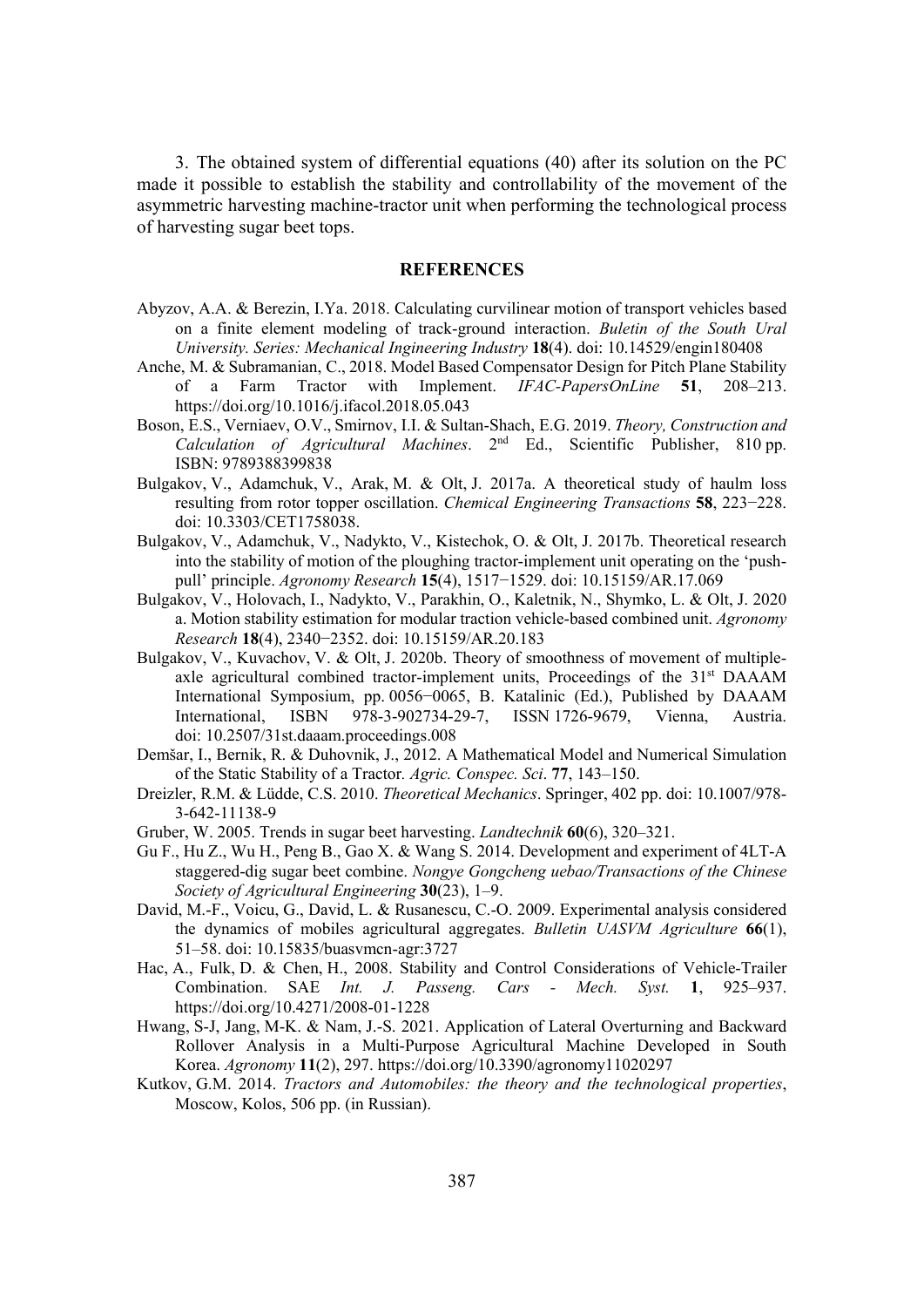3. The obtained system of differential equations (40) after its solution on the PC made it possible to establish the stability and controllability of the movement of the asymmetric harvesting machine-tractor unit when performing the technological process of harvesting sugar beet tops.

## REFERENCES

Abyzov, A.A. & Berezin, I.Ya. 2018. Calculating curvilinear motion of transport vehicles based on a finite element modeling of track-ground interaction. *Buletin of the South Ural University. Series: Mechanical Ingineering Industry* **18**(4). doi: 10.14529/engin180408

Anche, M. & Subramanian, C., 2018. Model Based Compensator Design for Pitch Plane Stability of a Farm Tractor with Implement. *IFAC-PapersOnLine* **51**, 208–213. https://doi.org/10.1016/j.ifacol.2018.05.043

Boson, E.S., Verniaev, O.V., Smirnov, I.I. & Sultan-Shach, E.G. 2019. *Theory, Construction and Calculation of Agricultural Machines*. 2nd Ed., Scientific Publisher, 810 pp. ISBN: 9789388399838

Bulgakov, V., Adamchuk, V., Arak, M. & Olt, J. 2017a. A theoretical study of haulm loss resulting from rotor topper oscillation. *Chemical Engineering Transactions* **58**, 223−228. doi: 10.3303/CET1758038.

Bulgakov, V., Adamchuk, V., Nadykto, V., Kistechok, O. & Olt, J. 2017b. Theoretical research into the stability of motion of the ploughing tractor-implement unit operating on the 'push-pull' principle. *Agronomy Research* **15**(4), 1517−1529. doi: 10.15159/AR.17.069

Bulgakov, V., Holovach, I., Nadykto, V., Parakhin, O., Kaletnik, N., Shymko, L. & Olt, J. 2020 a. Motion stability estimation for modular traction vehicle-based combined unit. *Agronomy Research* **18**(4), 2340−2352. doi: 10.15159/AR.20.183

Bulgakov, V., Kuvachov, V. & Olt, J. 2020b. Theory of smoothness of movement of multiple-axle agricultural combined tractor-implement units, Proceedings of the 31st DAAAM International Symposium, pp. 0056−0065, B. Katalinic (Ed.), Published by DAAAM International, ISBN 978-3-902734-29-7, ISSN 1726-9679, Vienna, Austria. doi: 10.2507/31st.daaam.proceedings.008

Demšar, I., Bernik, R. & Duhovnik, J., 2012. A Mathematical Model and Numerical Simulation of the Static Stability of a Tractor. *Agric. Conspec. Sci*. **77**, 143–150.

Dreizler, R.M. & Lüdde, C.S. 2010. *Theoretical Mechanics*. Springer, 402 pp. doi: 10.1007/978-3-642-11138-9

Gruber, W. 2005. Trends in sugar beet harvesting. *Landtechnik* **60**(6), 320–321.

Gu F., Hu Z., Wu H., Peng B., Gao X. & Wang S. 2014. Development and experiment of 4LT-A staggered-dig sugar beet combine. *Nongye Gongcheng uebao/Transactions of the Chinese Society of Agricultural Engineering* **30**(23), 1–9.

David, M.-F., Voicu, G., David, L. & Rusanescu, C.-O. 2009. Experimental analysis considered the dynamics of mobiles agricultural aggregates. *Bulletin UASVM Agriculture* **66**(1), 51–58. doi: 10.15835/buasvmcn-agr:3727

Hac, A., Fulk, D. & Chen, H., 2008. Stability and Control Considerations of Vehicle-Trailer Combination. SAE *Int. J. Passeng. Cars - Mech. Syst.* **1**, 925–937. https://doi.org/10.4271/2008-01-1228

Hwang, S-J, Jang, M-K. & Nam, J.-S. 2021. Application of Lateral Overturning and Backward Rollover Analysis in a Multi-Purpose Agricultural Machine Developed in South Korea. *Agronomy* **11**(2), 297. https://doi.org/10.3390/agronomy11020297

Kutkov, G.M. 2014. *Tractors and Automobiles: the theory and the technological properties*, Moscow, Kolos, 506 pp. (in Russian).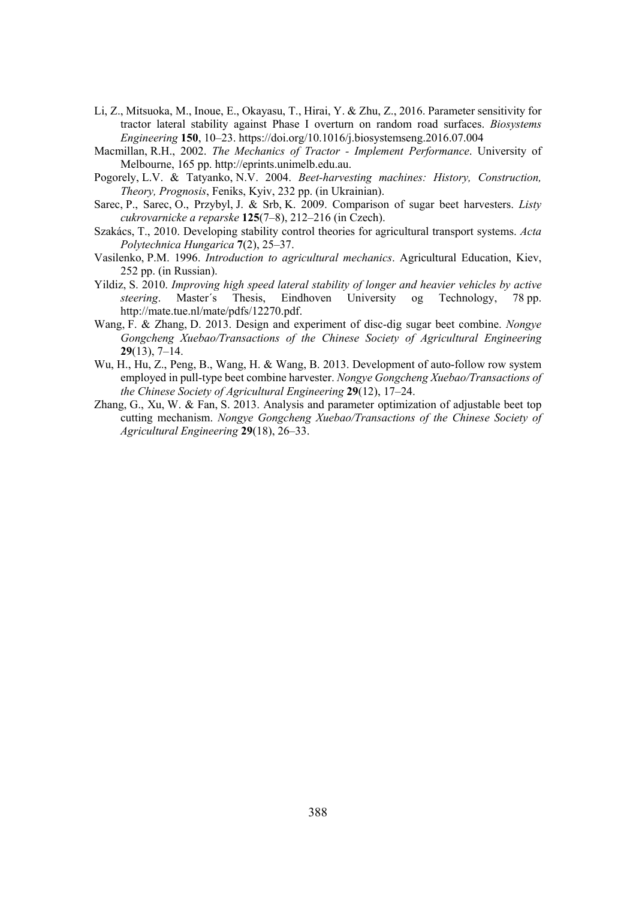Li, Z., Mitsuoka, M., Inoue, E., Okayasu, T., Hirai, Y. & Zhu, Z., 2016. Parameter sensitivity for tractor lateral stability against Phase I overturn on random road surfaces. *Biosystems Engineering* **150**, 10–23. https://doi.org/10.1016/j.biosystemseng.2016.07.004

Macmillan, R.H., 2002. *The Mechanics of Tractor - Implement Performance*. University of Melbourne, 165 pp. http://eprints.unimelb.edu.au.

Pogorely, L.V. & Tatyanko, N.V. 2004. *Beet-harvesting machines: History, Construction, Theory, Prognosis*, Feniks, Kyiv, 232 pp. (in Ukrainian).

Sarec, P., Sarec, O., Przybyl, J. & Srb, K. 2009. Comparison of sugar beet harvesters. *Listy cukrovarnicke a reparske* **125**(7–8), 212–216 (in Czech).

Szakács, T., 2010. Developing stability control theories for agricultural transport systems. *Acta Polytechnica Hungarica* **7**(2), 25–37.

Vasilenko, P.M. 1996. *Introduction to agricultural mechanics*. Agricultural Education, Kiev, 252 pp. (in Russian).

Yildiz, S. 2010. *Improving high speed lateral stability of longer and heavier vehicles by active steering*. Master´s Thesis, Eindhoven University og Technology, 78 pp. http://mate.tue.nl/mate/pdfs/12270.pdf.

Wang, F. & Zhang, D. 2013. Design and experiment of disc-dig sugar beet combine. *Nongye Gongcheng Xuebao/Transactions of the Chinese Society of Agricultural Engineering* **29**(13), 7–14.

Wu, H., Hu, Z., Peng, B., Wang, H. & Wang, B. 2013. Development of auto-follow row system employed in pull-type beet combine harvester. *Nongye Gongcheng Xuebao/Transactions of the Chinese Society of Agricultural Engineering* **29**(12), 17–24.

Zhang, G., Xu, W. & Fan, S. 2013. Analysis and parameter optimization of adjustable beet top cutting mechanism. *Nongye Gongcheng Xuebao/Transactions of the Chinese Society of Agricultural Engineering* **29**(18), 26–33.